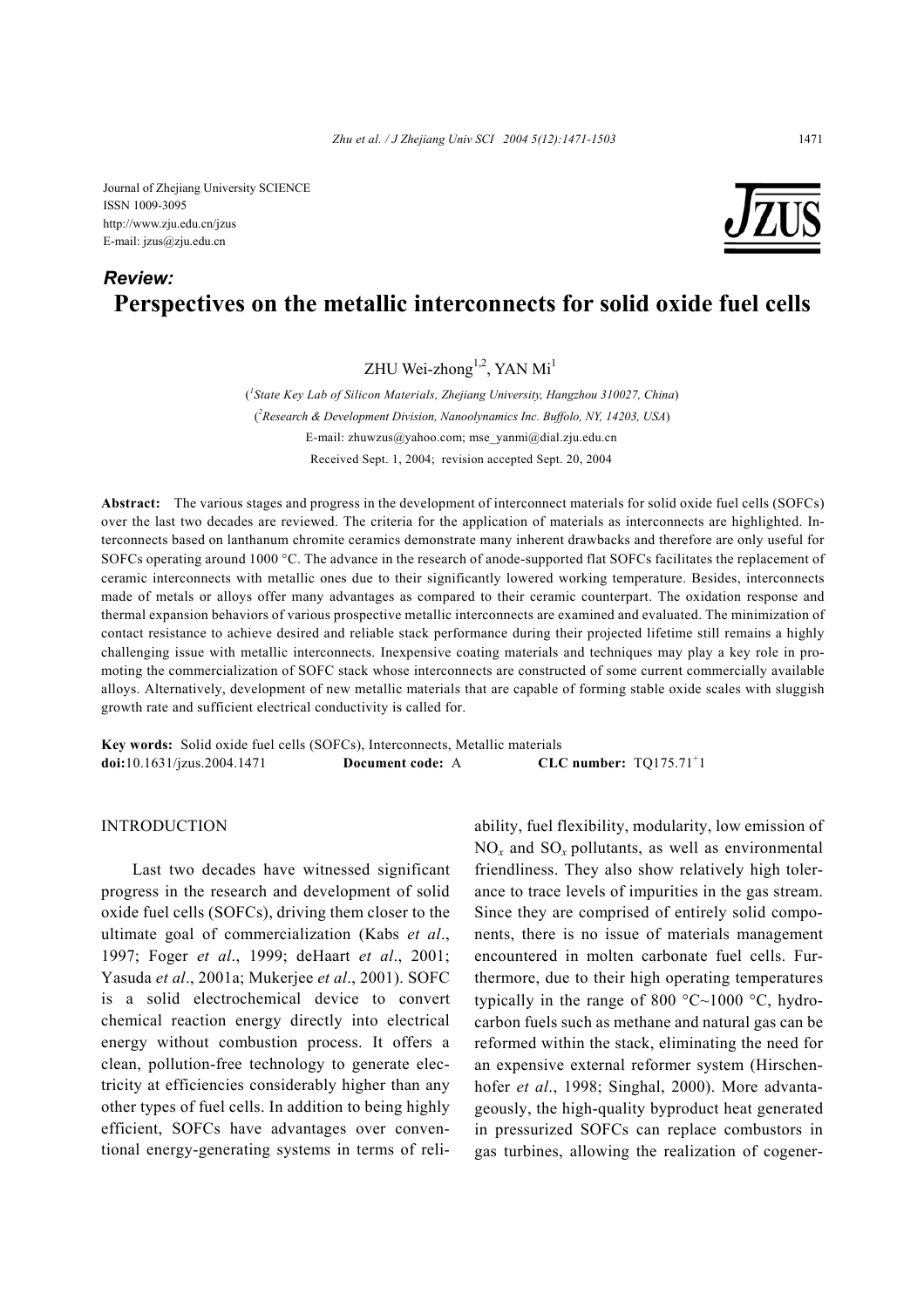Journal of Zhejiang University SCIENCE
ISSN 1009-3095
http://www.zju.edu.cn/jzus
E-mail: jzus@zju.edu.cn

***Review:***

# Perspectives on the metallic interconnects for solid oxide fuel cells

ZHU Wei-zhong[1,2], YAN Mi[1]

([1]*State Key Lab of Silicon Materials, Zhejiang University, Hangzhou 310027, China*)

([2]*Research & Development Division, Nanoolynamics Inc. Buffolo, NY, 14203, USA*)

E-mail: zhuwzus@yahoo.com; mse_yanmi@dial.zju.edu.cn

Received Sept. 1, 2004; revision accepted Sept. 20, 2004

**Abstract:** The various stages and progress in the development of interconnect materials for solid oxide fuel cells (SOFCs) over the last two decades are reviewed. The criteria for the application of materials as interconnects are highlighted. Interconnects based on lanthanum chromite ceramics demonstrate many inherent drawbacks and therefore are only useful for SOFCs operating around 1000 °C. The advance in the research of anode-supported flat SOFCs facilitates the replacement of ceramic interconnects with metallic ones due to their significantly lowered working temperature. Besides, interconnects made of metals or alloys offer many advantages as compared to their ceramic counterpart. The oxidation response and thermal expansion behaviors of various prospective metallic interconnects are examined and evaluated. The minimization of contact resistance to achieve desired and reliable stack performance during their projected lifetime still remains a highly challenging issue with metallic interconnects. Inexpensive coating materials and techniques may play a key role in promoting the commercialization of SOFC stack whose interconnects are constructed of some current commercially available alloys. Alternatively, development of new metallic materials that are capable of forming stable oxide scales with sluggish growth rate and sufficient electrical conductivity is called for.

**Key words:** Solid oxide fuel cells (SOFCs), Interconnects, Metallic materials
**doi:**10.1631/jzus.2004.1471 **Document code:** A **CLC number:** TQ175.71$^{+}$1

## INTRODUCTION

Last two decades have witnessed significant progress in the research and development of solid oxide fuel cells (SOFCs), driving them closer to the ultimate goal of commercialization (Kabs *et al*., 1997; Foger *et al*., 1999; deHaart *et al*., 2001; Yasuda *et al*., 2001a; Mukerjee *et al*., 2001). SOFC is a solid electrochemical device to convert chemical reaction energy directly into electrical energy without combustion process. It offers a clean, pollution-free technology to generate electricity at efficiencies considerably higher than any other types of fuel cells. In addition to being highly efficient, SOFCs have advantages over conventional energy-generating systems in terms of reliability, fuel flexibility, modularity, low emission of $NO_x$ and $SO_x$ pollutants, as well as environmental friendliness. They also show relatively high tolerance to trace levels of impurities in the gas stream. Since they are comprised of entirely solid components, there is no issue of materials management encountered in molten carbonate fuel cells. Furthermore, due to their high operating temperatures typically in the range of 800 °C~1000 °C, hydrocarbon fuels such as methane and natural gas can be reformed within the stack, eliminating the need for an expensive external reformer system (Hirschenhofer *et al*., 1998; Singhal, 2000). More advantageously, the high-quality byproduct heat generated in pressurized SOFCs can replace combustors in gas turbines, allowing the realization of cogener-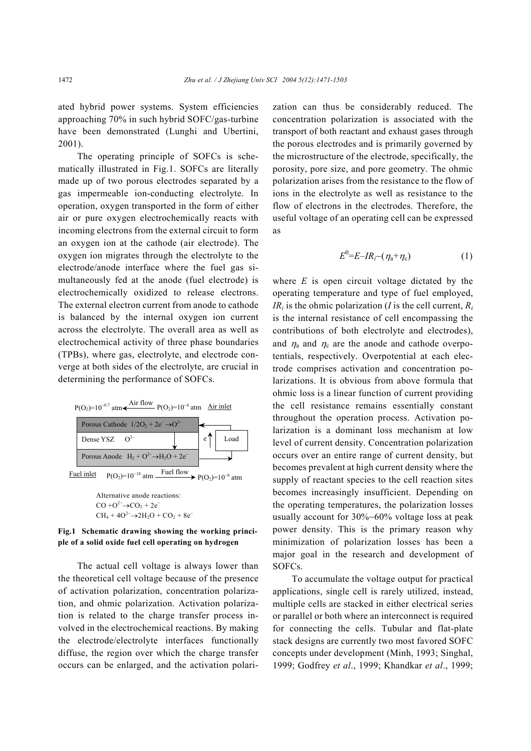ated hybrid power systems. System efficiencies approaching 70% in such hybrid SOFC/gas-turbine have been demonstrated (Lunghi and Ubertini, 2001).

The operating principle of SOFCs is schematically illustrated in Fig.1. SOFCs are literally made up of two porous electrodes separated by a gas impermeable ion-conducting electrolyte. In operation, oxygen transported in the form of either air or pure oxygen electrochemically reacts with incoming electrons from the external circuit to form an oxygen ion at the cathode (air electrode). The oxygen ion migrates through the electrolyte to the electrode/anode interface where the fuel gas simultaneously fed at the anode (fuel electrode) is electrochemically oxidized to release electrons. The external electron current from anode to cathode is balanced by the internal oxygen ion current across the electrolyte. The overall area as well as electrochemical activity of three phase boundaries (TPBs), where gas, electrolyte, and electrode converge at both sides of the electrolyte, are crucial in determining the performance of SOFCs.

$P(O_2)=10^{-0.7}$ atm ← Air flow — $P(O_2)=10^{-4}$ atm  Air inlet

Porous Cathode $1/2O_2 + 2e^- \rightarrow O^{2-}$

Dense YSZ $O^{2-}$  e  Load

Porous Anode $H_2 + O^{2-} \rightarrow H_2O + 2e^-$

Fuel inlet  $P(O_2)=10^{-18}$ atm — Fuel flow → $P(O_2)=10^{-8}$ atm

Alternative anode reactions:
$CO + O^{2-} \rightarrow CO_2 + 2e^-$
$CH_4 + 4O^{2-} \rightarrow 2H_2O + CO_2 + 8e^-$

**Fig.1 Schematic drawing showing the working principle of a solid oxide fuel cell operating on hydrogen**

The actual cell voltage is always lower than the theoretical cell voltage because of the presence of activation polarization, concentration polarization, and ohmic polarization. Activation polarization is related to the charge transfer process involved in the electrochemical reactions. By making the electrode/electrolyte interfaces functionally diffuse, the region over which the charge transfer occurs can be enlarged, and the activation polarization can thus be considerably reduced. The concentration polarization is associated with the transport of both reactant and exhaust gases through the porous electrodes and is primarily governed by the microstructure of the electrode, specifically, the porosity, pore size, and pore geometry. The ohmic polarization arises from the resistance to the flow of ions in the electrolyte as well as resistance to the flow of electrons in the electrodes. Therefore, the useful voltage of an operating cell can be expressed as

$$E^0=E-IR_i-(\eta_a+\eta_c) \quad (1)$$

where $E$ is open circuit voltage dictated by the operating temperature and type of fuel employed, $IR_i$ is the ohmic polarization ($I$ is the cell current, $R_i$ is the internal resistance of cell encompassing the contributions of both electrolyte and electrodes), and $\eta_a$ and $\eta_c$ are the anode and cathode overpotentials, respectively. Overpotential at each electrode comprises activation and concentration polarizations. It is obvious from above formula that ohmic loss is a linear function of current providing the cell resistance remains essentially constant throughout the operation process. Activation polarization is a dominant loss mechanism at low level of current density. Concentration polarization occurs over an entire range of current density, but becomes prevalent at high current density where the supply of reactant species to the cell reaction sites becomes increasingly insufficient. Depending on the operating temperatures, the polarization losses usually account for 30%~60% voltage loss at peak power density. This is the primary reason why minimization of polarization losses has been a major goal in the research and development of SOFCs.

To accumulate the voltage output for practical applications, single cell is rarely utilized, instead, multiple cells are stacked in either electrical series or parallel or both where an interconnect is required for connecting the cells. Tubular and flat-plate stack designs are currently two most favored SOFC concepts under development (Minh, 1993; Singhal, 1999; Godfrey *et al*., 1999; Khandkar *et al*., 1999;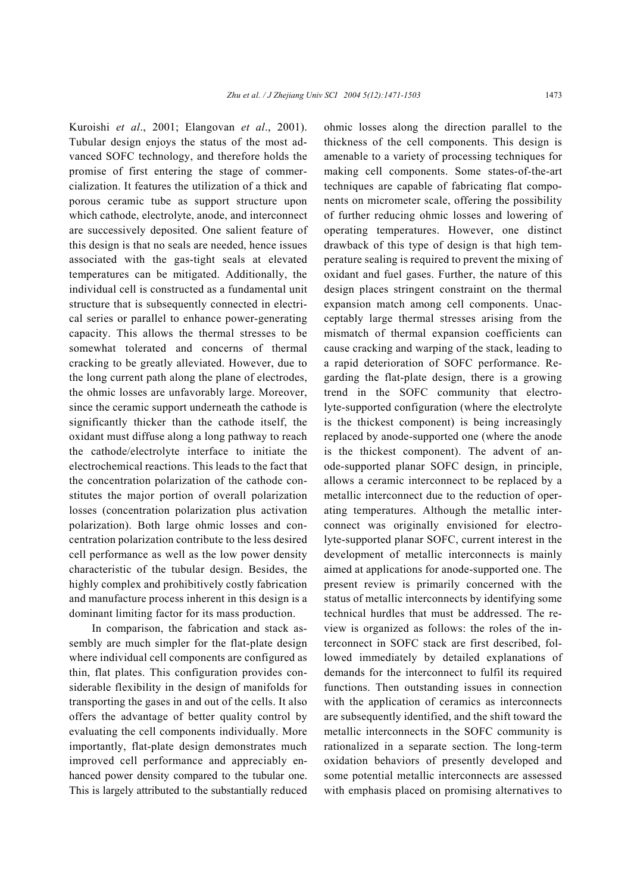Kuroishi *et al*., 2001; Elangovan *et al*., 2001). Tubular design enjoys the status of the most advanced SOFC technology, and therefore holds the promise of first entering the stage of commercialization. It features the utilization of a thick and porous ceramic tube as support structure upon which cathode, electrolyte, anode, and interconnect are successively deposited. One salient feature of this design is that no seals are needed, hence issues associated with the gas-tight seals at elevated temperatures can be mitigated. Additionally, the individual cell is constructed as a fundamental unit structure that is subsequently connected in electrical series or parallel to enhance power-generating capacity. This allows the thermal stresses to be somewhat tolerated and concerns of thermal cracking to be greatly alleviated. However, due to the long current path along the plane of electrodes, the ohmic losses are unfavorably large. Moreover, since the ceramic support underneath the cathode is significantly thicker than the cathode itself, the oxidant must diffuse along a long pathway to reach the cathode/electrolyte interface to initiate the electrochemical reactions. This leads to the fact that the concentration polarization of the cathode constitutes the major portion of overall polarization losses (concentration polarization plus activation polarization). Both large ohmic losses and concentration polarization contribute to the less desired cell performance as well as the low power density characteristic of the tubular design. Besides, the highly complex and prohibitively costly fabrication and manufacture process inherent in this design is a dominant limiting factor for its mass production.

In comparison, the fabrication and stack assembly are much simpler for the flat-plate design where individual cell components are configured as thin, flat plates. This configuration provides considerable flexibility in the design of manifolds for transporting the gases in and out of the cells. It also offers the advantage of better quality control by evaluating the cell components individually. More importantly, flat-plate design demonstrates much improved cell performance and appreciably enhanced power density compared to the tubular one. This is largely attributed to the substantially reduced ohmic losses along the direction parallel to the thickness of the cell components. This design is amenable to a variety of processing techniques for making cell components. Some states-of-the-art techniques are capable of fabricating flat components on micrometer scale, offering the possibility of further reducing ohmic losses and lowering of operating temperatures. However, one distinct drawback of this type of design is that high temperature sealing is required to prevent the mixing of oxidant and fuel gases. Further, the nature of this design places stringent constraint on the thermal expansion match among cell components. Unacceptably large thermal stresses arising from the mismatch of thermal expansion coefficients can cause cracking and warping of the stack, leading to a rapid deterioration of SOFC performance. Regarding the flat-plate design, there is a growing trend in the SOFC community that electrolyte-supported configuration (where the electrolyte is the thickest component) is being increasingly replaced by anode-supported one (where the anode is the thickest component). The advent of anode-supported planar SOFC design, in principle, allows a ceramic interconnect to be replaced by a metallic interconnect due to the reduction of operating temperatures. Although the metallic interconnect was originally envisioned for electrolyte-supported planar SOFC, current interest in the development of metallic interconnects is mainly aimed at applications for anode-supported one. The present review is primarily concerned with the status of metallic interconnects by identifying some technical hurdles that must be addressed. The review is organized as follows: the roles of the interconnect in SOFC stack are first described, followed immediately by detailed explanations of demands for the interconnect to fulfil its required functions. Then outstanding issues in connection with the application of ceramics as interconnects are subsequently identified, and the shift toward the metallic interconnects in the SOFC community is rationalized in a separate section. The long-term oxidation behaviors of presently developed and some potential metallic interconnects are assessed with emphasis placed on promising alternatives to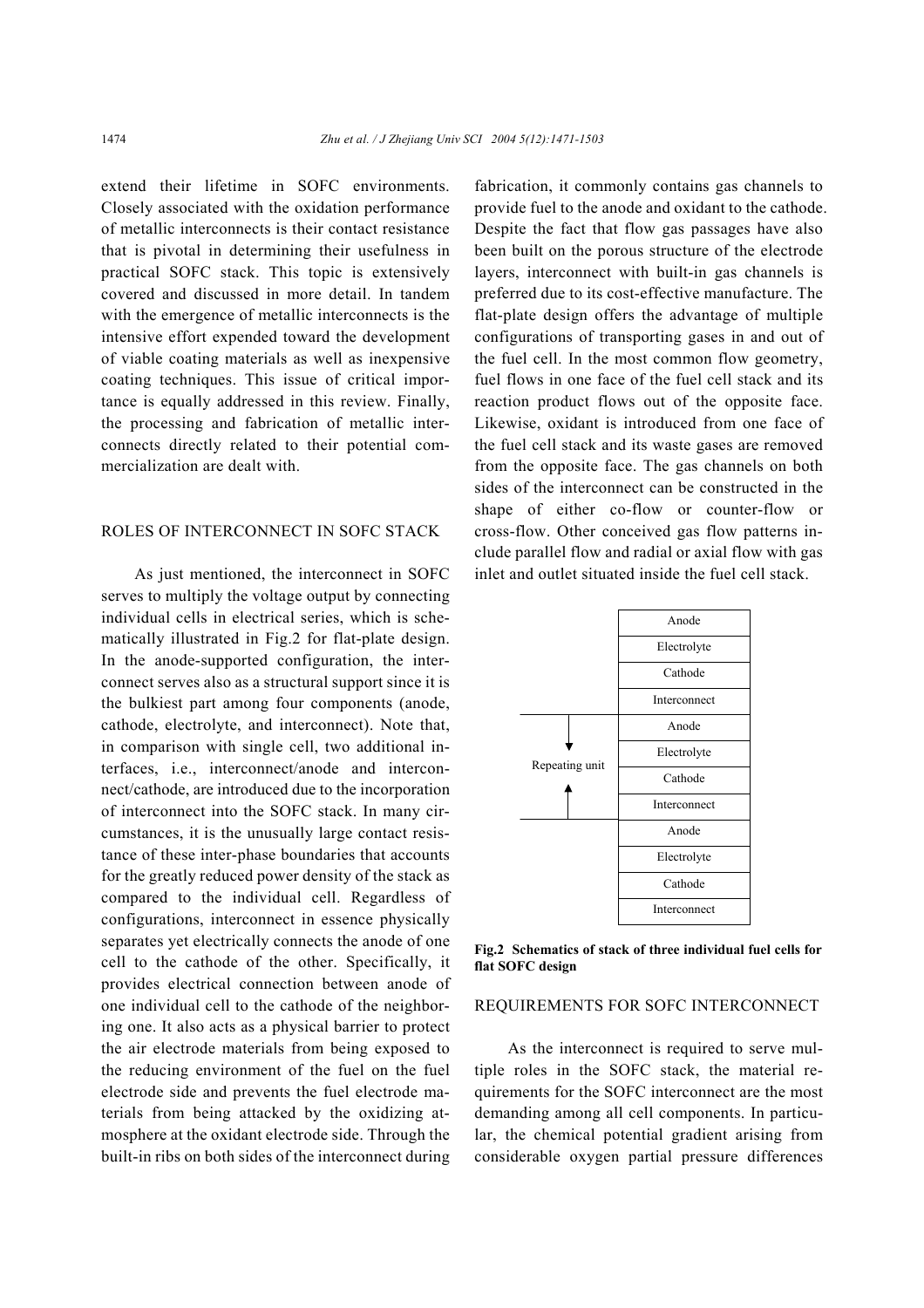extend their lifetime in SOFC environments. Closely associated with the oxidation performance of metallic interconnects is their contact resistance that is pivotal in determining their usefulness in practical SOFC stack. This topic is extensively covered and discussed in more detail. In tandem with the emergence of metallic interconnects is the intensive effort expended toward the development of viable coating materials as well as inexpensive coating techniques. This issue of critical importance is equally addressed in this review. Finally, the processing and fabrication of metallic interconnects directly related to their potential commercialization are dealt with.

## ROLES OF INTERCONNECT IN SOFC STACK

As just mentioned, the interconnect in SOFC serves to multiply the voltage output by connecting individual cells in electrical series, which is schematically illustrated in Fig.2 for flat-plate design. In the anode-supported configuration, the interconnect serves also as a structural support since it is the bulkiest part among four components (anode, cathode, electrolyte, and interconnect). Note that, in comparison with single cell, two additional interfaces, i.e., interconnect/anode and interconnect/cathode, are introduced due to the incorporation of interconnect into the SOFC stack. In many circumstances, it is the unusually large contact resistance of these inter-phase boundaries that accounts for the greatly reduced power density of the stack as compared to the individual cell. Regardless of configurations, interconnect in essence physically separates yet electrically connects the anode of one cell to the cathode of the other. Specifically, it provides electrical connection between anode of one individual cell to the cathode of the neighboring one. It also acts as a physical barrier to protect the air electrode materials from being exposed to the reducing environment of the fuel on the fuel electrode side and prevents the fuel electrode materials from being attacked by the oxidizing atmosphere at the oxidant electrode side. Through the built-in ribs on both sides of the interconnect during fabrication, it commonly contains gas channels to provide fuel to the anode and oxidant to the cathode. Despite the fact that flow gas passages have also been built on the porous structure of the electrode layers, interconnect with built-in gas channels is preferred due to its cost-effective manufacture. The flat-plate design offers the advantage of multiple configurations of transporting gases in and out of the fuel cell. In the most common flow geometry, fuel flows in one face of the fuel cell stack and its reaction product flows out of the opposite face. Likewise, oxidant is introduced from one face of the fuel cell stack and its waste gases are removed from the opposite face. The gas channels on both sides of the interconnect can be constructed in the shape of either co-flow or counter-flow or cross-flow. Other conceived gas flow patterns include parallel flow and radial or axial flow with gas inlet and outlet situated inside the fuel cell stack.

Anode
Electrolyte
Cathode
Interconnect
Anode
Electrolyte
Cathode
Interconnect
Anode
Electrolyte
Cathode
Interconnect
Repeating unit

**Fig.2 Schematics of stack of three individual fuel cells for flat SOFC design**

## REQUIREMENTS FOR SOFC INTERCONNECT

As the interconnect is required to serve multiple roles in the SOFC stack, the material requirements for the SOFC interconnect are the most demanding among all cell components. In particular, the chemical potential gradient arising from considerable oxygen partial pressure differences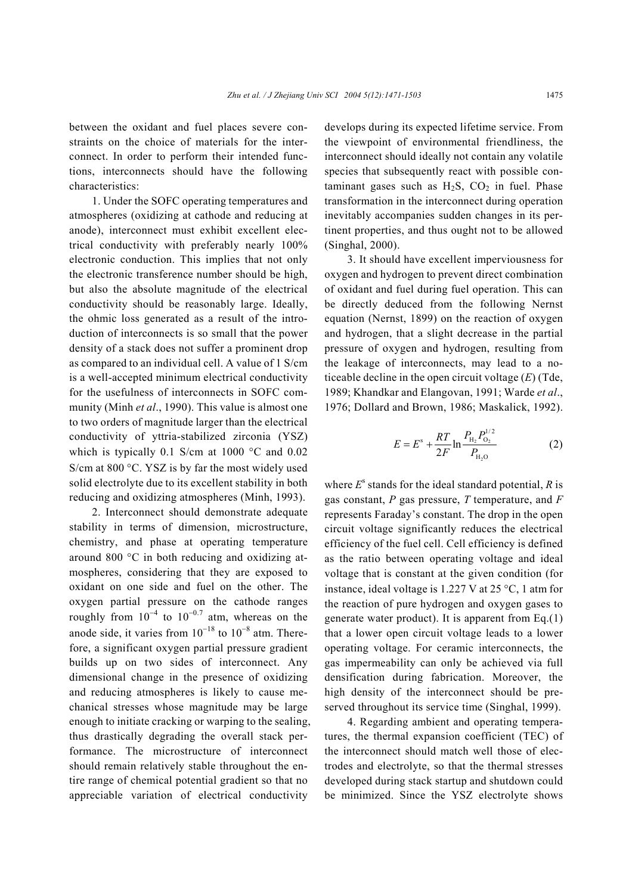between the oxidant and fuel places severe constraints on the choice of materials for the interconnect. In order to perform their intended functions, interconnects should have the following characteristics:

1. Under the SOFC operating temperatures and atmospheres (oxidizing at cathode and reducing at anode), interconnect must exhibit excellent electrical conductivity with preferably nearly 100% electronic conduction. This implies that not only the electronic transference number should be high, but also the absolute magnitude of the electrical conductivity should be reasonably large. Ideally, the ohmic loss generated as a result of the introduction of interconnects is so small that the power density of a stack does not suffer a prominent drop as compared to an individual cell. A value of 1 S/cm is a well-accepted minimum electrical conductivity for the usefulness of interconnects in SOFC community (Minh *et al*., 1990). This value is almost one to two orders of magnitude larger than the electrical conductivity of yttria-stabilized zirconia (YSZ) which is typically 0.1 S/cm at 1000 °C and 0.02 S/cm at 800 °C. YSZ is by far the most widely used solid electrolyte due to its excellent stability in both reducing and oxidizing atmospheres (Minh, 1993).

2. Interconnect should demonstrate adequate stability in terms of dimension, microstructure, chemistry, and phase at operating temperature around 800 °C in both reducing and oxidizing atmospheres, considering that they are exposed to oxidant on one side and fuel on the other. The oxygen partial pressure on the cathode ranges roughly from $10^{-4}$ to $10^{-0.7}$ atm, whereas on the anode side, it varies from $10^{-18}$ to $10^{-8}$ atm. Therefore, a significant oxygen partial pressure gradient builds up on two sides of interconnect. Any dimensional change in the presence of oxidizing and reducing atmospheres is likely to cause mechanical stresses whose magnitude may be large enough to initiate cracking or warping to the sealing, thus drastically degrading the overall stack performance. The microstructure of interconnect should remain relatively stable throughout the entire range of chemical potential gradient so that no appreciable variation of electrical conductivity develops during its expected lifetime service. From the viewpoint of environmental friendliness, the interconnect should ideally not contain any volatile species that subsequently react with possible contaminant gases such as $H_2S$, $CO_2$ in fuel. Phase transformation in the interconnect during operation inevitably accompanies sudden changes in its pertinent properties, and thus ought not to be allowed (Singhal, 2000).

3. It should have excellent imperviousness for oxygen and hydrogen to prevent direct combination of oxidant and fuel during fuel operation. This can be directly deduced from the following Nernst equation (Nernst, 1899) on the reaction of oxygen and hydrogen, that a slight decrease in the partial pressure of oxygen and hydrogen, resulting from the leakage of interconnects, may lead to a noticeable decline in the open circuit voltage ($E$) (Tde, 1989; Khandkar and Elangovan, 1991; Warde *et al*., 1976; Dollard and Brown, 1986; Maskalick, 1992).

$$E = E^{s} + \frac{RT}{2F}\ln\frac{P_{H_2}P_{O_2}^{1/2}}{P_{H_2O}} \tag{2}$$

where $E^{s}$ stands for the ideal standard potential, $R$ is gas constant, $P$ gas pressure, $T$ temperature, and $F$ represents Faraday's constant. The drop in the open circuit voltage significantly reduces the electrical efficiency of the fuel cell. Cell efficiency is defined as the ratio between operating voltage and ideal voltage that is constant at the given condition (for instance, ideal voltage is 1.227 V at 25 °C, 1 atm for the reaction of pure hydrogen and oxygen gases to generate water product). It is apparent from Eq.(1) that a lower open circuit voltage leads to a lower operating voltage. For ceramic interconnects, the gas impermeability can only be achieved via full densification during fabrication. Moreover, the high density of the interconnect should be preserved throughout its service time (Singhal, 1999).

4. Regarding ambient and operating temperatures, the thermal expansion coefficient (TEC) of the interconnect should match well those of electrodes and electrolyte, so that the thermal stresses developed during stack startup and shutdown could be minimized. Since the YSZ electrolyte shows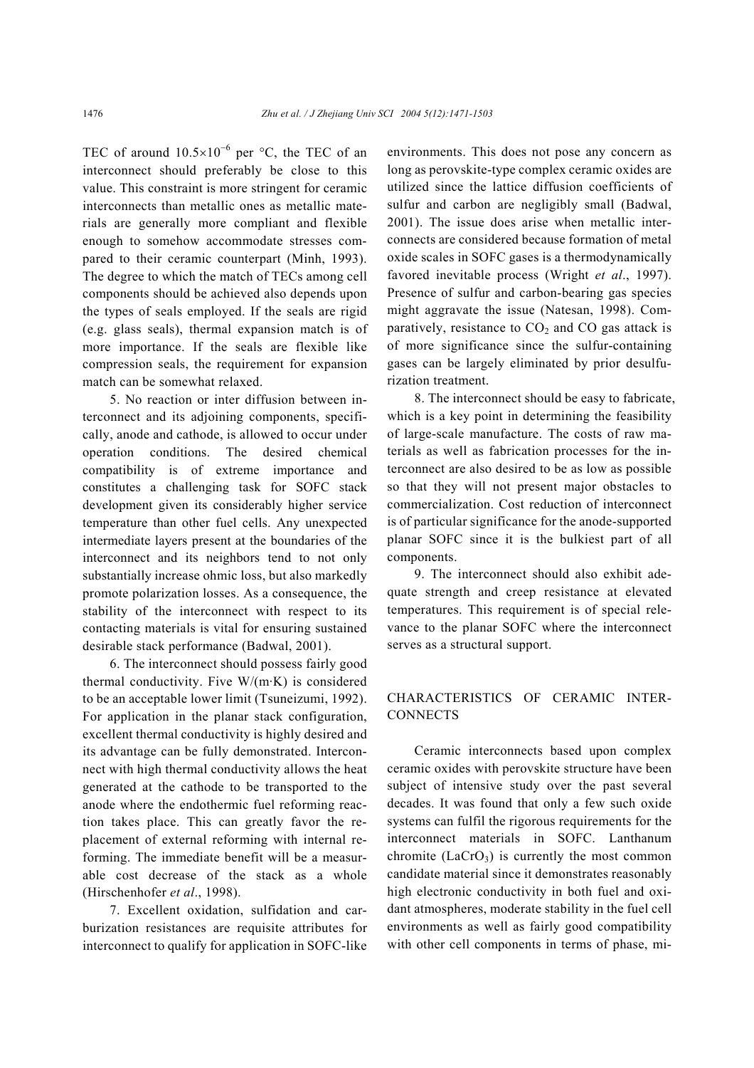TEC of around $10.5\times10^{-6}$ per °C, the TEC of an interconnect should preferably be close to this value. This constraint is more stringent for ceramic interconnects than metallic ones as metallic materials are generally more compliant and flexible enough to somehow accommodate stresses compared to their ceramic counterpart (Minh, 1993). The degree to which the match of TECs among cell components should be achieved also depends upon the types of seals employed. If the seals are rigid (e.g. glass seals), thermal expansion match is of more importance. If the seals are flexible like compression seals, the requirement for expansion match can be somewhat relaxed.

5. No reaction or inter diffusion between interconnect and its adjoining components, specifically, anode and cathode, is allowed to occur under operation conditions. The desired chemical compatibility is of extreme importance and constitutes a challenging task for SOFC stack development given its considerably higher service temperature than other fuel cells. Any unexpected intermediate layers present at the boundaries of the interconnect and its neighbors tend to not only substantially increase ohmic loss, but also markedly promote polarization losses. As a consequence, the stability of the interconnect with respect to its contacting materials is vital for ensuring sustained desirable stack performance (Badwal, 2001).

6. The interconnect should possess fairly good thermal conductivity. Five W/(m·K) is considered to be an acceptable lower limit (Tsuneizumi, 1992). For application in the planar stack configuration, excellent thermal conductivity is highly desired and its advantage can be fully demonstrated. Interconnect with high thermal conductivity allows the heat generated at the cathode to be transported to the anode where the endothermic fuel reforming reaction takes place. This can greatly favor the replacement of external reforming with internal reforming. The immediate benefit will be a measurable cost decrease of the stack as a whole (Hirschenhofer *et al*., 1998).

7. Excellent oxidation, sulfidation and carburization resistances are requisite attributes for interconnect to qualify for application in SOFC-like environments. This does not pose any concern as long as perovskite-type complex ceramic oxides are utilized since the lattice diffusion coefficients of sulfur and carbon are negligibly small (Badwal, 2001). The issue does arise when metallic interconnects are considered because formation of metal oxide scales in SOFC gases is a thermodynamically favored inevitable process (Wright *et al*., 1997). Presence of sulfur and carbon-bearing gas species might aggravate the issue (Natesan, 1998). Comparatively, resistance to $CO_2$ and CO gas attack is of more significance since the sulfur-containing gases can be largely eliminated by prior desulfurization treatment.

8. The interconnect should be easy to fabricate, which is a key point in determining the feasibility of large-scale manufacture. The costs of raw materials as well as fabrication processes for the interconnect are also desired to be as low as possible so that they will not present major obstacles to commercialization. Cost reduction of interconnect is of particular significance for the anode-supported planar SOFC since it is the bulkiest part of all components.

9. The interconnect should also exhibit adequate strength and creep resistance at elevated temperatures. This requirement is of special relevance to the planar SOFC where the interconnect serves as a structural support.

## CHARACTERISTICS OF CERAMIC INTERCONNECTS

Ceramic interconnects based upon complex ceramic oxides with perovskite structure have been subject of intensive study over the past several decades. It was found that only a few such oxide systems can fulfil the rigorous requirements for the interconnect materials in SOFC. Lanthanum chromite ($LaCrO_3$) is currently the most common candidate material since it demonstrates reasonably high electronic conductivity in both fuel and oxidant atmospheres, moderate stability in the fuel cell environments as well as fairly good compatibility with other cell components in terms of phase, mi-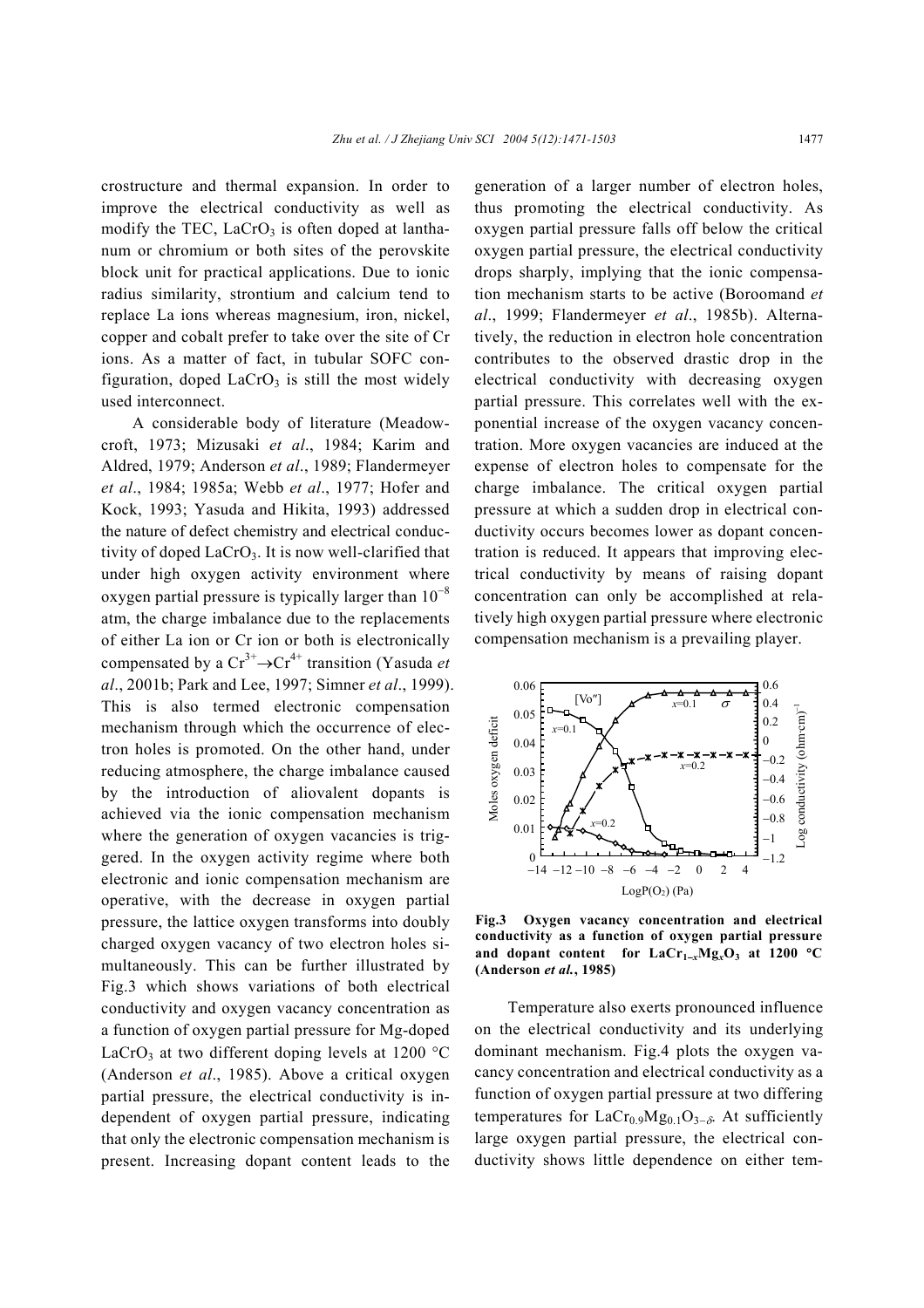crostructure and thermal expansion. In order to improve the electrical conductivity as well as modify the TEC, $LaCrO_3$ is often doped at lanthanum or chromium or both sites of the perovskite block unit for practical applications. Due to ionic radius similarity, strontium and calcium tend to replace La ions whereas magnesium, iron, nickel, copper and cobalt prefer to take over the site of Cr ions. As a matter of fact, in tubular SOFC configuration, doped $LaCrO_3$ is still the most widely used interconnect.

A considerable body of literature (Meadowcroft, 1973; Mizusaki *et al*., 1984; Karim and Aldred, 1979; Anderson *et al*., 1989; Flandermeyer *et al*., 1984; 1985a; Webb *et al*., 1977; Hofer and Kock, 1993; Yasuda and Hikita, 1993) addressed the nature of defect chemistry and electrical conductivity of doped $LaCrO_3$. It is now well-clarified that under high oxygen activity environment where oxygen partial pressure is typically larger than $10^{-8}$ atm, the charge imbalance due to the replacements of either La ion or Cr ion or both is electronically compensated by a $Cr^{3+} \rightarrow Cr^{4+}$ transition (Yasuda *et al*., 2001b; Park and Lee, 1997; Simner *et al*., 1999). This is also termed electronic compensation mechanism through which the occurrence of electron holes is promoted. On the other hand, under reducing atmosphere, the charge imbalance caused by the introduction of aliovalent dopants is achieved via the ionic compensation mechanism where the generation of oxygen vacancies is triggered. In the oxygen activity regime where both electronic and ionic compensation mechanism are operative, with the decrease in oxygen partial pressure, the lattice oxygen transforms into doubly charged oxygen vacancy of two electron holes simultaneously. This can be further illustrated by Fig.3 which shows variations of both electrical conductivity and oxygen vacancy concentration as a function of oxygen partial pressure for Mg-doped $LaCrO_3$ at two different doping levels at 1200 °C (Anderson *et al*., 1985). Above a critical oxygen partial pressure, the electrical conductivity is independent of oxygen partial pressure, indicating that only the electronic compensation mechanism is present. Increasing dopant content leads to the generation of a larger number of electron holes, thus promoting the electrical conductivity. As oxygen partial pressure falls off below the critical oxygen partial pressure, the electrical conductivity drops sharply, implying that the ionic compensation mechanism starts to be active (Boroomand *et al*., 1999; Flandermeyer *et al*., 1985b). Alternatively, the reduction in electron hole concentration contributes to the observed drastic drop in the electrical conductivity with decreasing oxygen partial pressure. This correlates well with the exponential increase of the oxygen vacancy concentration. More oxygen vacancies are induced at the expense of electron holes to compensate for the charge imbalance. The critical oxygen partial pressure at which a sudden drop in electrical conductivity occurs becomes lower as dopant concentration is reduced. It appears that improving electrical conductivity by means of raising dopant concentration can only be accomplished at relatively high oxygen partial pressure where electronic compensation mechanism is a prevailing player.

Moles oxygen deficit
Log conductivity (ohm·cm)$^{-1}$
LogP(O$_2$) (Pa)
[Vo″]
$x$=0.1
$x$=0.2
$\sigma$
0.06 0.05 0.04 0.03 0.02 0.01 0
0.6 0.4 0.2 0 −0.2 −0.4 −0.6 −0.8 −1 −1.2
−14 −12 −10 −8 −6 −4 −2 0 2 4

**Fig.3 Oxygen vacancy concentration and electrical conductivity as a function of oxygen partial pressure and dopant content for $LaCr_{1-x}Mg_xO_3$ at 1200 °C (Anderson *et al.*, 1985)**

Temperature also exerts pronounced influence on the electrical conductivity and its underlying dominant mechanism. Fig.4 plots the oxygen vacancy concentration and electrical conductivity as a function of oxygen partial pressure at two differing temperatures for $LaCr_{0.9}Mg_{0.1}O_{3-\delta}$. At sufficiently large oxygen partial pressure, the electrical conductivity shows little dependence on either tem-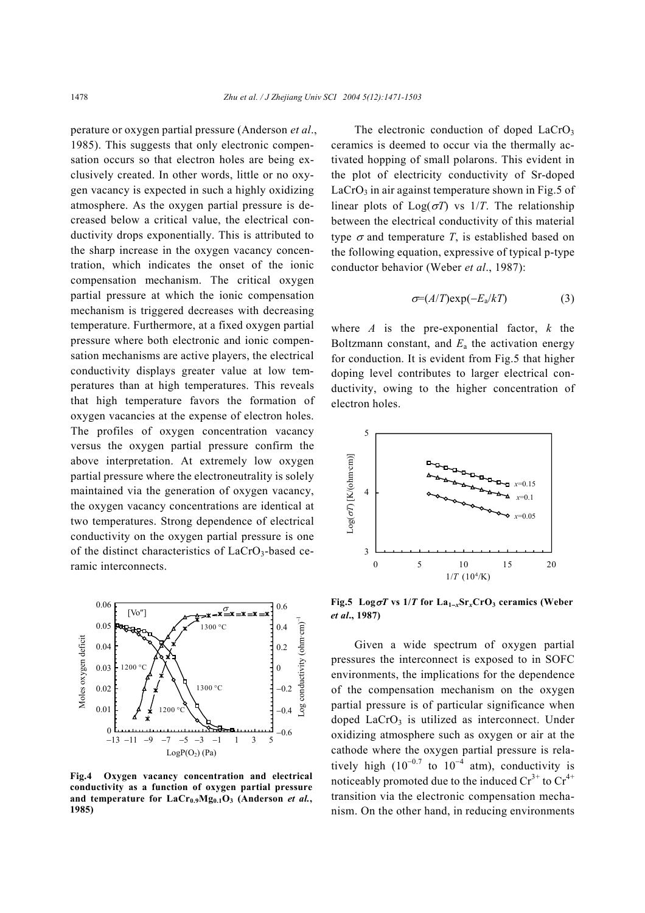perature or oxygen partial pressure (Anderson *et al*., 1985). This suggests that only electronic compensation occurs so that electron holes are being exclusively created. In other words, little or no oxygen vacancy is expected in such a highly oxidizing atmosphere. As the oxygen partial pressure is decreased below a critical value, the electrical conductivity drops exponentially. This is attributed to the sharp increase in the oxygen vacancy concentration, which indicates the onset of the ionic compensation mechanism. The critical oxygen partial pressure at which the ionic compensation mechanism is triggered decreases with decreasing temperature. Furthermore, at a fixed oxygen partial pressure where both electronic and ionic compensation mechanisms are active players, the electrical conductivity displays greater value at low temperatures than at high temperatures. This reveals that high temperature favors the formation of oxygen vacancies at the expense of electron holes. The profiles of oxygen concentration vacancy versus the oxygen partial pressure confirm the above interpretation. At extremely low oxygen partial pressure where the electroneutrality is solely maintained via the generation of oxygen vacancy, the oxygen vacancy concentrations are identical at two temperatures. Strong dependence of electrical conductivity on the oxygen partial pressure is one of the distinct characteristics of $LaCrO_3$-based ceramic interconnects.

**Fig.4 Oxygen vacancy concentration and electrical conductivity as a function of oxygen partial pressure and temperature for $LaCr_{0.9}Mg_{0.1}O_3$ (Anderson *et al.*, 1985)**

The electronic conduction of doped $LaCrO_3$ ceramics is deemed to occur via the thermally activated hopping of small polarons. This evident in the plot of electricity conductivity of Sr-doped $LaCrO_3$ in air against temperature shown in Fig.5 of linear plots of Log($\sigma T$) vs $1/T$. The relationship between the electrical conductivity of this material type $\sigma$ and temperature $T$, is established based on the following equation, expressive of typical p-type conductor behavior (Weber *et al*., 1987):

$$\sigma=(A/T)\exp(-E_a/kT) \tag{3}$$

where $A$ is the pre-exponential factor, $k$ the Boltzmann constant, and $E_a$ the activation energy for conduction. It is evident from Fig.5 that higher doping level contributes to larger electrical conductivity, owing to the higher concentration of electron holes.

**Fig.5 Log$\sigma T$ vs $1/T$ for $La_{1-x}Sr_xCrO_3$ ceramics (Weber *et al*., 1987)**

Given a wide spectrum of oxygen partial pressures the interconnect is exposed to in SOFC environments, the implications for the dependence of the compensation mechanism on the oxygen partial pressure is of particular significance when doped $LaCrO_3$ is utilized as interconnect. Under oxidizing atmosphere such as oxygen or air at the cathode where the oxygen partial pressure is relatively high ($10^{-0.7}$ to $10^{-4}$ atm), conductivity is noticeably promoted due to the induced $Cr^{3+}$ to $Cr^{4+}$ transition via the electronic compensation mechanism. On the other hand, in reducing environments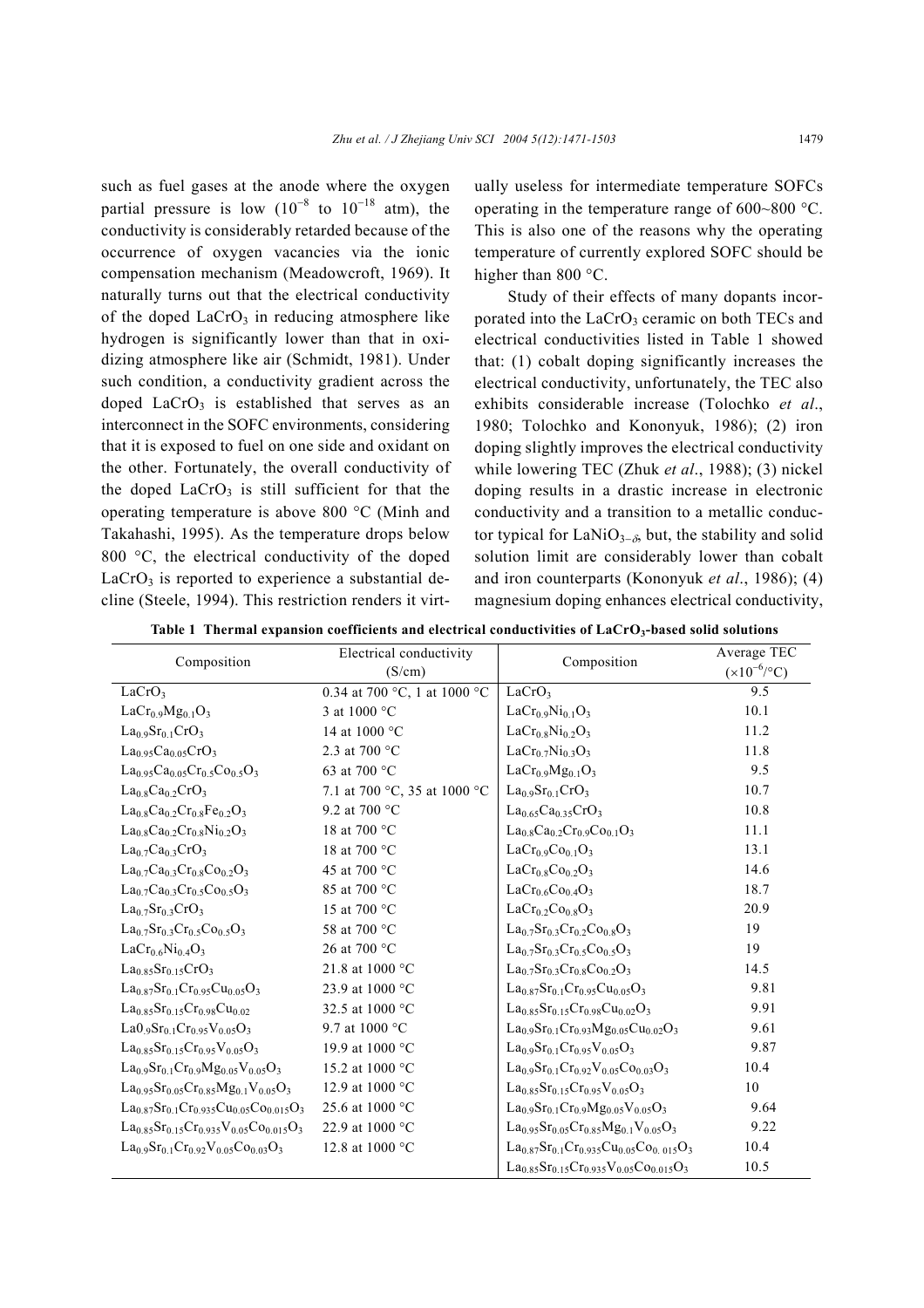such as fuel gases at the anode where the oxygen partial pressure is low ($10^{-8}$ to $10^{-18}$ atm), the conductivity is considerably retarded because of the occurrence of oxygen vacancies via the ionic compensation mechanism (Meadowcroft, 1969). It naturally turns out that the electrical conductivity of the doped $LaCrO_3$ in reducing atmosphere like hydrogen is significantly lower than that in oxidizing atmosphere like air (Schmidt, 1981). Under such condition, a conductivity gradient across the doped $LaCrO_3$ is established that serves as an interconnect in the SOFC environments, considering that it is exposed to fuel on one side and oxidant on the other. Fortunately, the overall conductivity of the doped $LaCrO_3$ is still sufficient for that the operating temperature is above 800 °C (Minh and Takahashi, 1995). As the temperature drops below 800 °C, the electrical conductivity of the doped $LaCrO_3$ is reported to experience a substantial decline (Steele, 1994). This restriction renders it virtually useless for intermediate temperature SOFCs operating in the temperature range of 600~800 °C. This is also one of the reasons why the operating temperature of currently explored SOFC should be higher than 800 °C.

Study of their effects of many dopants incorporated into the $LaCrO_3$ ceramic on both TECs and electrical conductivities listed in Table 1 showed that: (1) cobalt doping significantly increases the electrical conductivity, unfortunately, the TEC also exhibits considerable increase (Tolochko *et al*., 1980; Tolochko and Kononyuk, 1986); (2) iron doping slightly improves the electrical conductivity while lowering TEC (Zhuk *et al*., 1988); (3) nickel doping results in a drastic increase in electronic conductivity and a transition to a metallic conductor typical for $LaNiO_{3-\delta}$, but, the stability and solid solution limit are considerably lower than cobalt and iron counterparts (Kononyuk *et al*., 1986); (4) magnesium doping enhances electrical conductivity,

**Table 1 Thermal expansion coefficients and electrical conductivities of $LaCrO_3$-based solid solutions**

| Composition | Electrical conductivity (S/cm) | Composition | Average TEC ($\times10^{-6}$/°C) |
|---|---|---|---|
| $LaCrO_3$ | 0.34 at 700 °C, 1 at 1000 °C | $LaCrO_3$ | 9.5 |
| $LaCr_{0.9}Mg_{0.1}O_3$ | 3 at 1000 °C | $LaCr_{0.9}Ni_{0.1}O_3$ | 10.1 |
| $La_{0.9}Sr_{0.1}CrO_3$ | 14 at 1000 °C | $LaCr_{0.8}Ni_{0.2}O_3$ | 11.2 |
| $La_{0.95}Ca_{0.05}CrO_3$ | 2.3 at 700 °C | $LaCr_{0.7}Ni_{0.3}O_3$ | 11.8 |
| $La_{0.95}Ca_{0.05}Cr_{0.5}Co_{0.5}O_3$ | 63 at 700 °C | $LaCr_{0.9}Mg_{0.1}O_3$ | 9.5 |
| $La_{0.8}Ca_{0.2}CrO_3$ | 7.1 at 700 °C, 35 at 1000 °C | $La_{0.9}Sr_{0.1}CrO_3$ | 10.7 |
| $La_{0.8}Ca_{0.2}Cr_{0.8}Fe_{0.2}O_3$ | 9.2 at 700 °C | $La_{0.65}Ca_{0.35}CrO_3$ | 10.8 |
| $La_{0.8}Ca_{0.2}Cr_{0.8}Ni_{0.2}O_3$ | 18 at 700 °C | $La_{0.8}Ca_{0.2}Cr_{0.9}Co_{0.1}O_3$ | 11.1 |
| $La_{0.7}Ca_{0.3}CrO_3$ | 18 at 700 °C | $LaCr_{0.9}Co_{0.1}O_3$ | 13.1 |
| $La_{0.7}Ca_{0.3}Cr_{0.8}Co_{0.2}O_3$ | 45 at 700 °C | $LaCr_{0.8}Co_{0.2}O_3$ | 14.6 |
| $La_{0.7}Ca_{0.3}Cr_{0.5}Co_{0.5}O_3$ | 85 at 700 °C | $LaCr_{0.6}Co_{0.4}O_3$ | 18.7 |
| $La_{0.7}Sr_{0.3}CrO_3$ | 15 at 700 °C | $LaCr_{0.2}Co_{0.8}O_3$ | 20.9 |
| $La_{0.7}Sr_{0.3}Cr_{0.5}Co_{0.5}O_3$ | 58 at 700 °C | $La_{0.7}Sr_{0.3}Cr_{0.2}Co_{0.8}O_3$ | 19 |
| $LaCr_{0.6}Ni_{0.4}O_3$ | 26 at 700 °C | $La_{0.7}Sr_{0.3}Cr_{0.5}Co_{0.5}O_3$ | 19 |
| $La_{0.85}Sr_{0.15}CrO_3$ | 21.8 at 1000 °C | $La_{0.7}Sr_{0.3}Cr_{0.8}Co_{0.2}O_3$ | 14.5 |
| $La_{0.87}Sr_{0.1}Cr_{0.95}Cu_{0.05}O_3$ | 23.9 at 1000 °C | $La_{0.87}Sr_{0.1}Cr_{0.95}Cu_{0.05}O_3$ | 9.81 |
| $La_{0.85}Sr_{0.15}Cr_{0.98}Cu_{0.02}$ | 32.5 at 1000 °C | $La_{0.85}Sr_{0.15}Cr_{0.98}Cu_{0.02}O_3$ | 9.91 |
| $La0.9Sr_{0.1}Cr_{0.95}V_{0.05}O_3$ | 9.7 at 1000 °C | $La_{0.9}Sr_{0.1}Cr_{0.93}Mg_{0.05}Cu_{0.02}O_3$ | 9.61 |
| $La_{0.85}Sr_{0.15}Cr_{0.95}V_{0.05}O_3$ | 19.9 at 1000 °C | $La_{0.9}Sr_{0.1}Cr_{0.95}V_{0.05}O_3$ | 9.87 |
| $La_{0.9}Sr_{0.1}Cr_{0.9}Mg_{0.05}V_{0.05}O_3$ | 15.2 at 1000 °C | $La_{0.9}Sr_{0.1}Cr_{0.92}V_{0.05}Co_{0.03}O_3$ | 10.4 |
| $La_{0.95}Sr_{0.05}Cr_{0.85}Mg_{0.1}V_{0.05}O_3$ | 12.9 at 1000 °C | $La_{0.85}Sr_{0.15}Cr_{0.95}V_{0.05}O_3$ | 10 |
| $La_{0.87}Sr_{0.1}Cr_{0.935}Cu_{0.05}Co_{0.015}O_3$ | 25.6 at 1000 °C | $La_{0.9}Sr_{0.1}Cr_{0.9}Mg_{0.05}V_{0.05}O_3$ | 9.64 |
| $La_{0.85}Sr_{0.15}Cr_{0.935}V_{0.05}Co_{0.015}O_3$ | 22.9 at 1000 °C | $La_{0.95}Sr_{0.05}Cr_{0.85}Mg_{0.1}V_{0.05}O_3$ | 9.22 |
| $La_{0.9}Sr_{0.1}Cr_{0.92}V_{0.05}Co_{0.03}O_3$ | 12.8 at 1000 °C | $La_{0.87}Sr_{0.1}Cr_{0.935}Cu_{0.05}Co_{0.015}O_3$ | 10.4 |
| | | $La_{0.85}Sr_{0.15}Cr_{0.935}V_{0.05}Co_{0.015}O_3$ | 10.5 |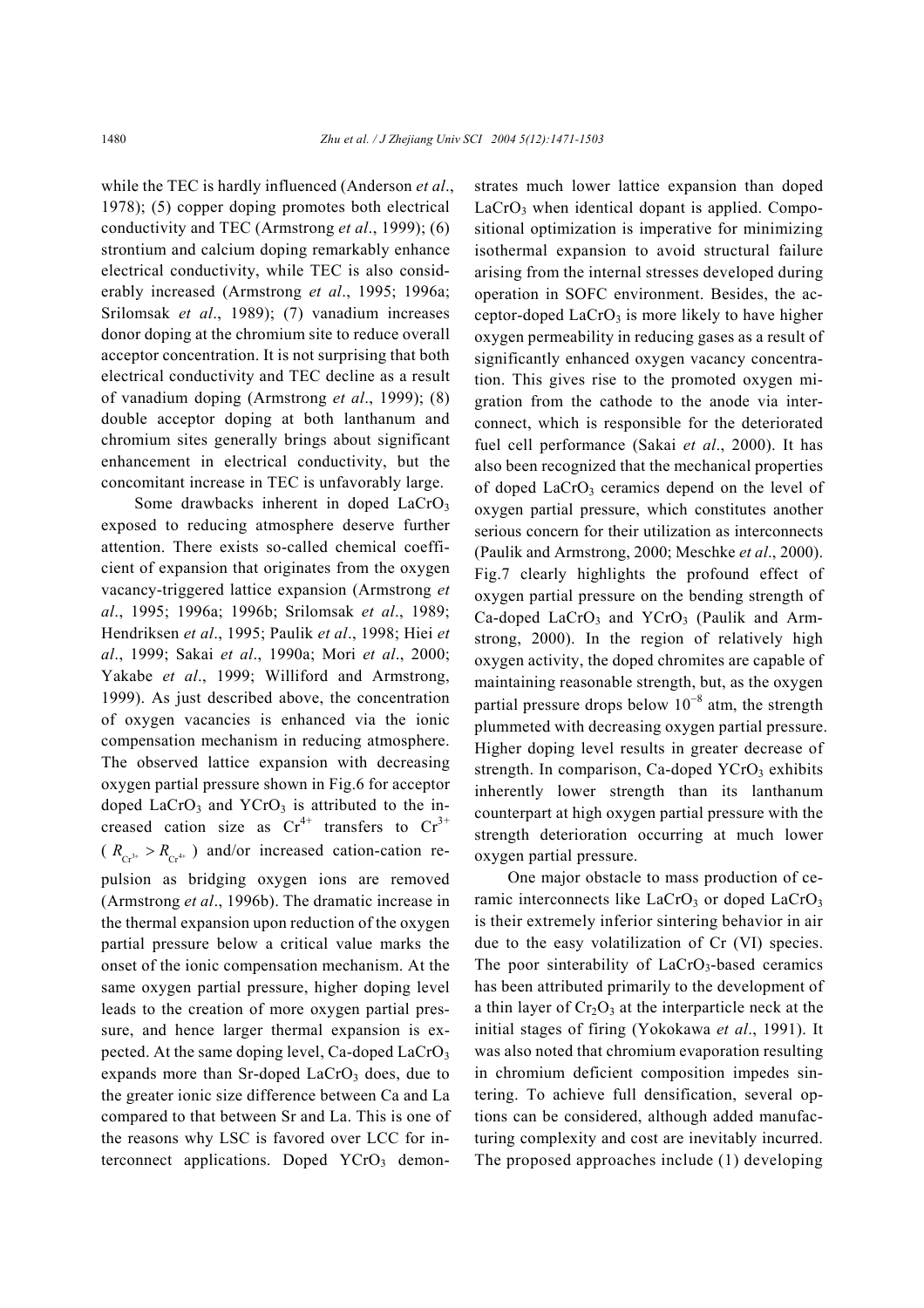while the TEC is hardly influenced (Anderson *et al*., 1978); (5) copper doping promotes both electrical conductivity and TEC (Armstrong *et al*., 1999); (6) strontium and calcium doping remarkably enhance electrical conductivity, while TEC is also considerably increased (Armstrong *et al*., 1995; 1996a; Srilomsak *et al*., 1989); (7) vanadium increases donor doping at the chromium site to reduce overall acceptor concentration. It is not surprising that both electrical conductivity and TEC decline as a result of vanadium doping (Armstrong *et al*., 1999); (8) double acceptor doping at both lanthanum and chromium sites generally brings about significant enhancement in electrical conductivity, but the concomitant increase in TEC is unfavorably large.

Some drawbacks inherent in doped $LaCrO_3$ exposed to reducing atmosphere deserve further attention. There exists so-called chemical coefficient of expansion that originates from the oxygen vacancy-triggered lattice expansion (Armstrong *et al*., 1995; 1996a; 1996b; Srilomsak *et al*., 1989; Hendriksen *et al*., 1995; Paulik *et al*., 1998; Hiei *et al*., 1999; Sakai *et al*., 1990a; Mori *et al*., 2000; Yakabe *et al*., 1999; Williford and Armstrong, 1999). As just described above, the concentration of oxygen vacancies is enhanced via the ionic compensation mechanism in reducing atmosphere. The observed lattice expansion with decreasing oxygen partial pressure shown in Fig.6 for acceptor doped $LaCrO_3$ and $YCrO_3$ is attributed to the increased cation size as $Cr^{4+}$ transfers to $Cr^{3+}$ ($R_{Cr^{3+}} > R_{Cr^{4+}}$) and/or increased cation-cation repulsion as bridging oxygen ions are removed (Armstrong *et al*., 1996b). The dramatic increase in the thermal expansion upon reduction of the oxygen partial pressure below a critical value marks the onset of the ionic compensation mechanism. At the same oxygen partial pressure, higher doping level leads to the creation of more oxygen partial pressure, and hence larger thermal expansion is expected. At the same doping level, Ca-doped $LaCrO_3$ expands more than Sr-doped $LaCrO_3$ does, due to the greater ionic size difference between Ca and La compared to that between Sr and La. This is one of the reasons why LSC is favored over LCC for interconnect applications. Doped $YCrO_3$ demonstrates much lower lattice expansion than doped $LaCrO_3$ when identical dopant is applied. Compositional optimization is imperative for minimizing isothermal expansion to avoid structural failure arising from the internal stresses developed during operation in SOFC environment. Besides, the acceptor-doped $LaCrO_3$ is more likely to have higher oxygen permeability in reducing gases as a result of significantly enhanced oxygen vacancy concentration. This gives rise to the promoted oxygen migration from the cathode to the anode via interconnect, which is responsible for the deteriorated fuel cell performance (Sakai *et al*., 2000). It has also been recognized that the mechanical properties of doped $LaCrO_3$ ceramics depend on the level of oxygen partial pressure, which constitutes another serious concern for their utilization as interconnects (Paulik and Armstrong, 2000; Meschke *et al*., 2000). Fig.7 clearly highlights the profound effect of oxygen partial pressure on the bending strength of Ca-doped $LaCrO_3$ and $YCrO_3$ (Paulik and Armstrong, 2000). In the region of relatively high oxygen activity, the doped chromites are capable of maintaining reasonable strength, but, as the oxygen partial pressure drops below $10^{-8}$ atm, the strength plummeted with decreasing oxygen partial pressure. Higher doping level results in greater decrease of strength. In comparison, Ca-doped $YCrO_3$ exhibits inherently lower strength than its lanthanum counterpart at high oxygen partial pressure with the strength deterioration occurring at much lower oxygen partial pressure.

One major obstacle to mass production of ceramic interconnects like $LaCrO_3$ or doped $LaCrO_3$ is their extremely inferior sintering behavior in air due to the easy volatilization of Cr (VI) species. The poor sinterability of $LaCrO_3$-based ceramics has been attributed primarily to the development of a thin layer of $Cr_2O_3$ at the interparticle neck at the initial stages of firing (Yokokawa *et al*., 1991). It was also noted that chromium evaporation resulting in chromium deficient composition impedes sintering. To achieve full densification, several options can be considered, although added manufacturing complexity and cost are inevitably incurred. The proposed approaches include (1) developing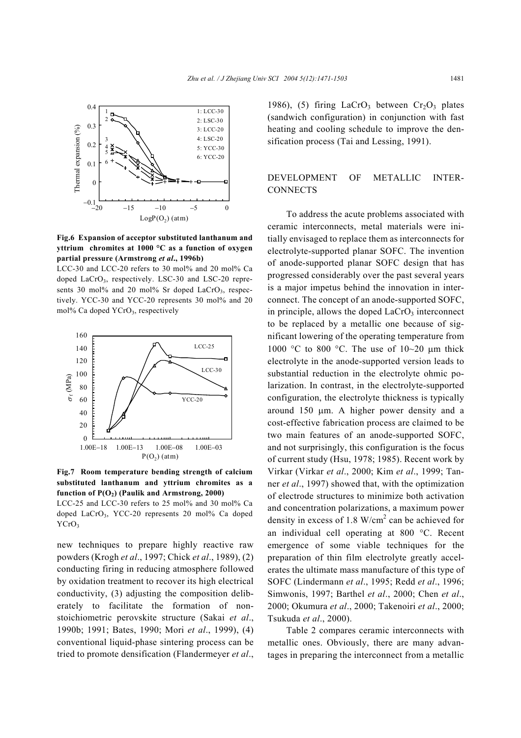**Fig.6 Expansion of acceptor substituted lanthanum and yttrium chromites at 1000 °C as a function of oxygen partial pressure (Armstrong *et al*., 1996b)**

LCC-30 and LCC-20 refers to 30 mol% and 20 mol% Ca doped $LaCrO_3$, respectively. LSC-30 and LSC-20 represents 30 mol% and 20 mol% Sr doped $LaCrO_3$, respectively. YCC-30 and YCC-20 represents 30 mol% and 20 mol% Ca doped $YCrO_3$, respectively

**Fig.7 Room temperature bending strength of calcium substituted lanthanum and yttrium chromites as a function of $P(O_2)$ (Paulik and Armstrong, 2000)**

LCC-25 and LCC-30 refers to 25 mol% and 30 mol% Ca doped $LaCrO_3$, YCC-20 represents 20 mol% Ca doped $YCrO_3$

new techniques to prepare highly reactive raw powders (Krogh *et al*., 1997; Chick *et al*., 1989), (2) conducting firing in reducing atmosphere followed by oxidation treatment to recover its high electrical conductivity, (3) adjusting the composition deliberately to facilitate the formation of non-stoichiometric perovskite structure (Sakai *et al*., 1990b; 1991; Bates, 1990; Mori *et al*., 1999), (4) conventional liquid-phase sintering process can be tried to promote densification (Flandermeyer *et al*., 1986), (5) firing $LaCrO_3$ between $Cr_2O_3$ plates (sandwich configuration) in conjunction with fast heating and cooling schedule to improve the densification process (Tai and Lessing, 1991).

## DEVELOPMENT OF METALLIC INTERCONNECTS

To address the acute problems associated with ceramic interconnects, metal materials were initially envisaged to replace them as interconnects for electrolyte-supported planar SOFC. The invention of anode-supported planar SOFC design that has progressed considerably over the past several years is a major impetus behind the innovation in interconnect. The concept of an anode-supported SOFC, in principle, allows the doped $LaCrO_3$ interconnect to be replaced by a metallic one because of significant lowering of the operating temperature from 1000 °C to 800 °C. The use of 10~20 μm thick electrolyte in the anode-supported version leads to substantial reduction in the electrolyte ohmic polarization. In contrast, in the electrolyte-supported configuration, the electrolyte thickness is typically around 150 μm. A higher power density and a cost-effective fabrication process are claimed to be two main features of an anode-supported SOFC, and not surprisingly, this configuration is the focus of current study (Hsu, 1978; 1985). Recent work by Virkar (Virkar *et al*., 2000; Kim *et al*., 1999; Tanner *et al*., 1997) showed that, with the optimization of electrode structures to minimize both activation and concentration polarizations, a maximum power density in excess of 1.8 W/cm$^2$ can be achieved for an individual cell operating at 800 °C. Recent emergence of some viable techniques for the preparation of thin film electrolyte greatly accelerates the ultimate mass manufacture of this type of SOFC (Lindermann *et al*., 1995; Redd *et al*., 1996; Simwonis, 1997; Barthel *et al*., 2000; Chen *et al*., 2000; Okumura *et al*., 2000; Takenoiri *et al*., 2000; Tsukuda *et al*., 2000).

Table 2 compares ceramic interconnects with metallic ones. Obviously, there are many advantages in preparing the interconnect from a metallic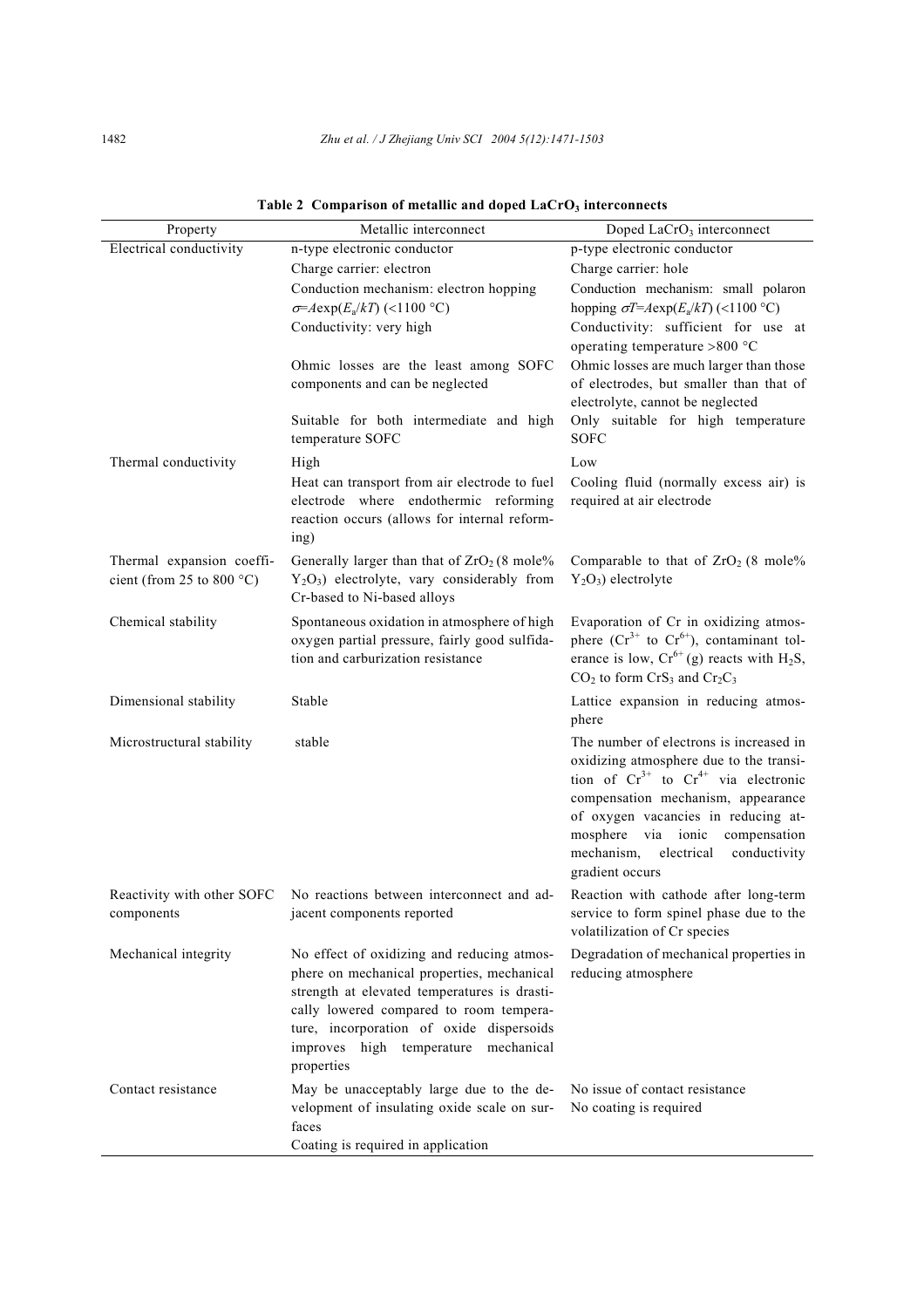**Table 2 Comparison of metallic and doped $LaCrO_3$ interconnects**

| Property | Metallic interconnect | Doped $LaCrO_3$ interconnect |
|---|---|---|
| Electrical conductivity | n-type electronic conductor<br>Charge carrier: electron<br>Conduction mechanism: electron hopping $\sigma=A\exp(E_a/kT)$ (<1100 °C)<br>Conductivity: very high<br>Ohmic losses are the least among SOFC components and can be neglected<br>Suitable for both intermediate and high temperature SOFC | p-type electronic conductor<br>Charge carrier: hole<br>Conduction mechanism: small polaron hopping $\sigma T=A\exp(E_a/kT)$ (<1100 °C)<br>Conductivity: sufficient for use at operating temperature >800 °C<br>Ohmic losses are much larger than those of electrodes, but smaller than that of electrolyte, cannot be neglected<br>Only suitable for high temperature SOFC |
| Thermal conductivity | High<br>Heat can transport from air electrode to fuel electrode where endothermic reforming reaction occurs (allows for internal reforming) | Low<br>Cooling fluid (normally excess air) is required at air electrode |
| Thermal expansion coefficient (from 25 to 800 °C) | Generally larger than that of $ZrO_2$ (8 mole% $Y_2O_3$) electrolyte, vary considerably from Cr-based to Ni-based alloys | Comparable to that of $ZrO_2$ (8 mole% $Y_2O_3$) electrolyte |
| Chemical stability | Spontaneous oxidation in atmosphere of high oxygen partial pressure, fairly good sulfidation and carburization resistance | Evaporation of Cr in oxidizing atmosphere ($Cr^{3+}$ to $Cr^{6+}$), contaminant tolerance is low, $Cr^{6+}$ (g) reacts with $H_2S$, $CO_2$ to form $CrS_3$ and $Cr_2C_3$ |
| Dimensional stability | Stable | Lattice expansion in reducing atmosphere |
| Microstructural stability | stable | The number of electrons is increased in oxidizing atmosphere due to the transition of $Cr^{3+}$ to $Cr^{4+}$ via electronic compensation mechanism, appearance of oxygen vacancies in reducing atmosphere via ionic compensation mechanism, electrical conductivity gradient occurs |
| Reactivity with other SOFC components | No reactions between interconnect and adjacent components reported | Reaction with cathode after long-term service to form spinel phase due to the volatilization of Cr species |
| Mechanical integrity | No effect of oxidizing and reducing atmosphere on mechanical properties, mechanical strength at elevated temperatures is drastically lowered compared to room temperature, incorporation of oxide dispersoids improves high temperature mechanical properties | Degradation of mechanical properties in reducing atmosphere |
| Contact resistance | May be unacceptably large due to the development of insulating oxide scale on surfaces<br>Coating is required in application | No issue of contact resistance<br>No coating is required |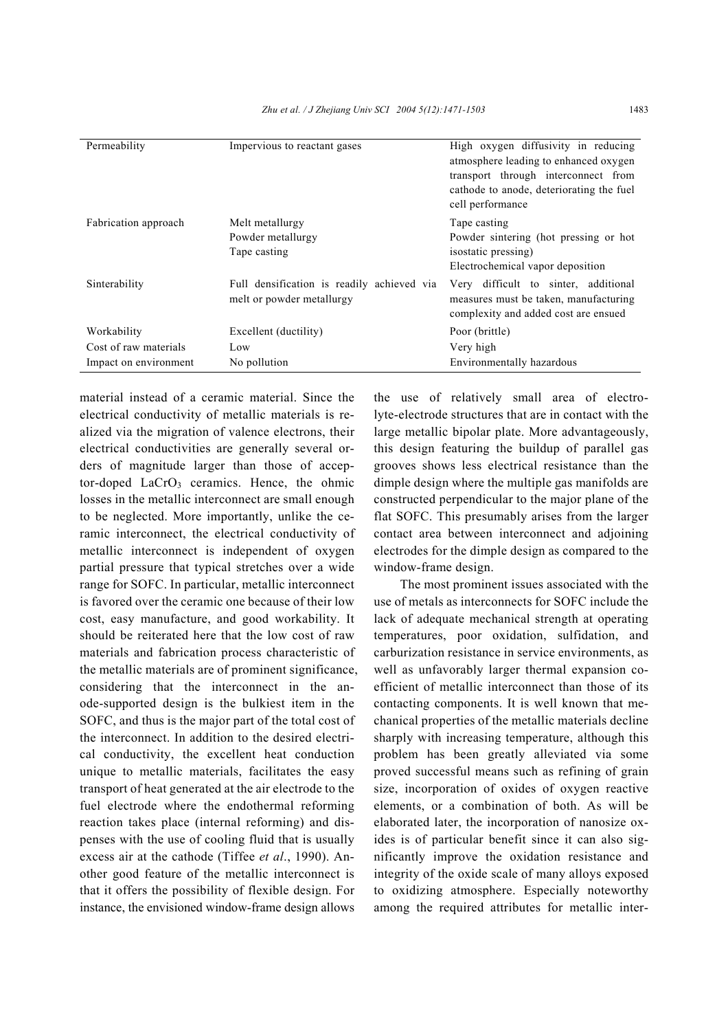| | | |
|---|---|---|
| Permeability | Impervious to reactant gases | High oxygen diffusivity in reducing atmosphere leading to enhanced oxygen transport through interconnect from cathode to anode, deteriorating the fuel cell performance |
| Fabrication approach | Melt metallurgy<br>Powder metallurgy<br>Tape casting | Tape casting<br>Powder sintering (hot pressing or hot isostatic pressing)<br>Electrochemical vapor deposition |
| Sinterability | Full densification is readily achieved via melt or powder metallurgy | Very difficult to sinter, additional measures must be taken, manufacturing complexity and added cost are ensued |
| Workability | Excellent (ductility) | Poor (brittle) |
| Cost of raw materials | Low | Very high |
| Impact on environment | No pollution | Environmentally hazardous |

material instead of a ceramic material. Since the electrical conductivity of metallic materials is realized via the migration of valence electrons, their electrical conductivities are generally several orders of magnitude larger than those of acceptor-doped $LaCrO_3$ ceramics. Hence, the ohmic losses in the metallic interconnect are small enough to be neglected. More importantly, unlike the ceramic interconnect, the electrical conductivity of metallic interconnect is independent of oxygen partial pressure that typical stretches over a wide range for SOFC. In particular, metallic interconnect is favored over the ceramic one because of their low cost, easy manufacture, and good workability. It should be reiterated here that the low cost of raw materials and fabrication process characteristic of the metallic materials are of prominent significance, considering that the interconnect in the anode-supported design is the bulkiest item in the SOFC, and thus is the major part of the total cost of the interconnect. In addition to the desired electrical conductivity, the excellent heat conduction unique to metallic materials, facilitates the easy transport of heat generated at the air electrode to the fuel electrode where the endothermal reforming reaction takes place (internal reforming) and dispenses with the use of cooling fluid that is usually excess air at the cathode (Tiffee *et al*., 1990). Another good feature of the metallic interconnect is that it offers the possibility of flexible design. For instance, the envisioned window-frame design allows the use of relatively small area of electrolyte-electrode structures that are in contact with the large metallic bipolar plate. More advantageously, this design featuring the buildup of parallel gas grooves shows less electrical resistance than the dimple design where the multiple gas manifolds are constructed perpendicular to the major plane of the flat SOFC. This presumably arises from the larger contact area between interconnect and adjoining electrodes for the dimple design as compared to the window-frame design.

The most prominent issues associated with the use of metals as interconnects for SOFC include the lack of adequate mechanical strength at operating temperatures, poor oxidation, sulfidation, and carburization resistance in service environments, as well as unfavorably larger thermal expansion coefficient of metallic interconnect than those of its contacting components. It is well known that mechanical properties of the metallic materials decline sharply with increasing temperature, although this problem has been greatly alleviated via some proved successful means such as refining of grain size, incorporation of oxides of oxygen reactive elements, or a combination of both. As will be elaborated later, the incorporation of nanosize oxides is of particular benefit since it can also significantly improve the oxidation resistance and integrity of the oxide scale of many alloys exposed to oxidizing atmosphere. Especially noteworthy among the required attributes for metallic inter-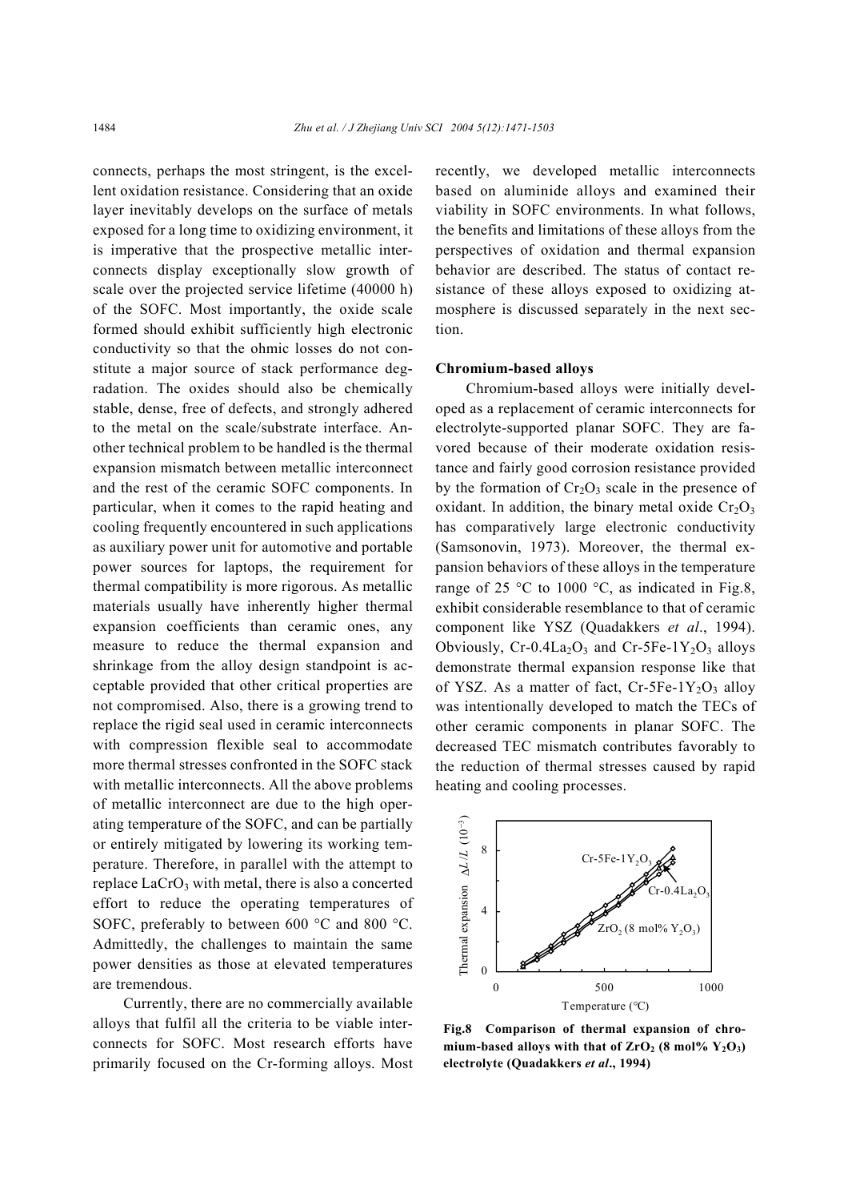connects, perhaps the most stringent, is the excellent oxidation resistance. Considering that an oxide layer inevitably develops on the surface of metals exposed for a long time to oxidizing environment, it is imperative that the prospective metallic interconnects display exceptionally slow growth of scale over the projected service lifetime (40000 h) of the SOFC. Most importantly, the oxide scale formed should exhibit sufficiently high electronic conductivity so that the ohmic losses do not constitute a major source of stack performance degradation. The oxides should also be chemically stable, dense, free of defects, and strongly adhered to the metal on the scale/substrate interface. Another technical problem to be handled is the thermal expansion mismatch between metallic interconnect and the rest of the ceramic SOFC components. In particular, when it comes to the rapid heating and cooling frequently encountered in such applications as auxiliary power unit for automotive and portable power sources for laptops, the requirement for thermal compatibility is more rigorous. As metallic materials usually have inherently higher thermal expansion coefficients than ceramic ones, any measure to reduce the thermal expansion and shrinkage from the alloy design standpoint is acceptable provided that other critical properties are not compromised. Also, there is a growing trend to replace the rigid seal used in ceramic interconnects with compression flexible seal to accommodate more thermal stresses confronted in the SOFC stack with metallic interconnects. All the above problems of metallic interconnect are due to the high operating temperature of the SOFC, and can be partially or entirely mitigated by lowering its working temperature. Therefore, in parallel with the attempt to replace $LaCrO_3$ with metal, there is also a concerted effort to reduce the operating temperatures of SOFC, preferably to between 600 °C and 800 °C. Admittedly, the challenges to maintain the same power densities as those at elevated temperatures are tremendous.

Currently, there are no commercially available alloys that fulfil all the criteria to be viable interconnects for SOFC. Most research efforts have primarily focused on the Cr-forming alloys. Most recently, we developed metallic interconnects based on aluminide alloys and examined their viability in SOFC environments. In what follows, the benefits and limitations of these alloys from the perspectives of oxidation and thermal expansion behavior are described. The status of contact resistance of these alloys exposed to oxidizing atmosphere is discussed separately in the next section.

**Chromium-based alloys**

Chromium-based alloys were initially developed as a replacement of ceramic interconnects for electrolyte-supported planar SOFC. They are favored because of their moderate oxidation resistance and fairly good corrosion resistance provided by the formation of $Cr_2O_3$ scale in the presence of oxidant. In addition, the binary metal oxide $Cr_2O_3$ has comparatively large electronic conductivity (Samsonovin, 1973). Moreover, the thermal expansion behaviors of these alloys in the temperature range of 25 °C to 1000 °C, as indicated in Fig.8, exhibit considerable resemblance to that of ceramic component like YSZ (Quadakkers *et al*., 1994). Obviously, Cr-0.4$La_2O_3$ and Cr-5Fe-1$Y_2O_3$ alloys demonstrate thermal expansion response like that of YSZ. As a matter of fact, Cr-5Fe-1$Y_2O_3$ alloy was intentionally developed to match the TECs of other ceramic components in planar SOFC. The decreased TEC mismatch contributes favorably to the reduction of thermal stresses caused by rapid heating and cooling processes.

**Fig.8 Comparison of thermal expansion of chromium-based alloys with that of $ZrO_2$ (8 mol% $Y_2O_3$) electrolyte (Quadakkers *et al*., 1994)**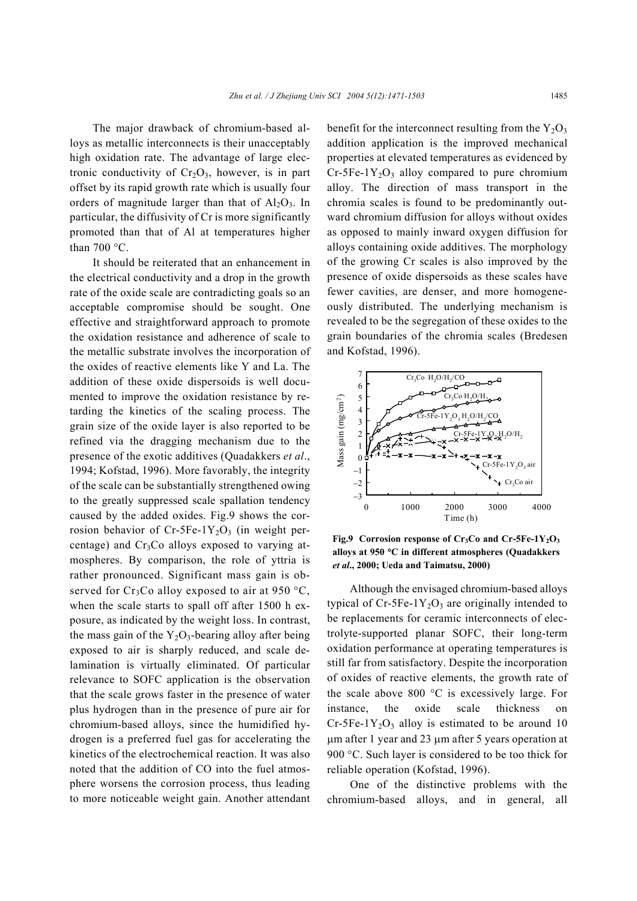The major drawback of chromium-based alloys as metallic interconnects is their unacceptably high oxidation rate. The advantage of large electronic conductivity of $Cr_2O_3$, however, is in part offset by its rapid growth rate which is usually four orders of magnitude larger than that of $Al_2O_3$. In particular, the diffusivity of Cr is more significantly promoted than that of Al at temperatures higher than 700 °C.

It should be reiterated that an enhancement in the electrical conductivity and a drop in the growth rate of the oxide scale are contradicting goals so an acceptable compromise should be sought. One effective and straightforward approach to promote the oxidation resistance and adherence of scale to the metallic substrate involves the incorporation of the oxides of reactive elements like Y and La. The addition of these oxide dispersoids is well documented to improve the oxidation resistance by retarding the kinetics of the scaling process. The grain size of the oxide layer is also reported to be refined via the dragging mechanism due to the presence of the exotic additives (Quadakkers *et al*., 1994; Kofstad, 1996). More favorably, the integrity of the scale can be substantially strengthened owing to the greatly suppressed scale spallation tendency caused by the added oxides. Fig.9 shows the corrosion behavior of Cr-5Fe-1$Y_2O_3$ (in weight percentage) and $Cr_3Co$ alloys exposed to varying atmospheres. By comparison, the role of yttria is rather pronounced. Significant mass gain is observed for $Cr_3Co$ alloy exposed to air at 950 °C, when the scale starts to spall off after 1500 h exposure, as indicated by the weight loss. In contrast, the mass gain of the $Y_2O_3$-bearing alloy after being exposed to air is sharply reduced, and scale delamination is virtually eliminated. Of particular relevance to SOFC application is the observation that the scale grows faster in the presence of water plus hydrogen than in the presence of pure air for chromium-based alloys, since the humidified hydrogen is a preferred fuel gas for accelerating the kinetics of the electrochemical reaction. It was also noted that the addition of CO into the fuel atmosphere worsens the corrosion process, thus leading to more noticeable weight gain. Another attendant benefit for the interconnect resulting from the $Y_2O_3$ addition application is the improved mechanical properties at elevated temperatures as evidenced by Cr-5Fe-1$Y_2O_3$ alloy compared to pure chromium alloy. The direction of mass transport in the chromia scales is found to be predominantly outward chromium diffusion for alloys without oxides as opposed to mainly inward oxygen diffusion for alloys containing oxide additives. The morphology of the growing Cr scales is also improved by the presence of oxide dispersoids as these scales have fewer cavities, are denser, and more homogeneously distributed. The underlying mechanism is revealed to be the segregation of these oxides to the grain boundaries of the chromia scales (Bredesen and Kofstad, 1996).

**Fig.9 Corrosion response of $Cr_3Co$ and Cr-5Fe-1$Y_2O_3$ alloys at 950 °C in different atmospheres (Quadakkers *et al*., 2000; Ueda and Taimatsu, 2000)**

Although the envisaged chromium-based alloys typical of Cr-5Fe-1$Y_2O_3$ are originally intended to be replacements for ceramic interconnects of electrolyte-supported planar SOFC, their long-term oxidation performance at operating temperatures is still far from satisfactory. Despite the incorporation of oxides of reactive elements, the growth rate of the scale above 800 °C is excessively large. For instance, the oxide scale thickness on Cr-5Fe-1$Y_2O_3$ alloy is estimated to be around 10 μm after 1 year and 23 μm after 5 years operation at 900 °C. Such layer is considered to be too thick for reliable operation (Kofstad, 1996).

One of the distinctive problems with the chromium-based alloys, and in general, all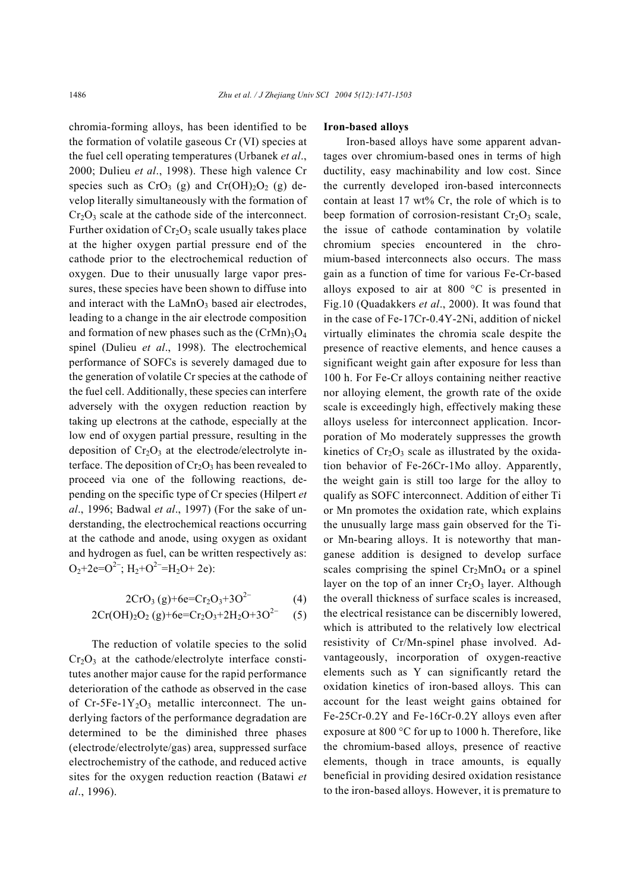chromia-forming alloys, has been identified to be the formation of volatile gaseous Cr (VI) species at the fuel cell operating temperatures (Urbanek *et al*., 2000; Dulieu *et al*., 1998). These high valence Cr species such as $CrO_3$ (g) and $Cr(OH)_2O_2$ (g) develop literally simultaneously with the formation of $Cr_2O_3$ scale at the cathode side of the interconnect. Further oxidation of $Cr_2O_3$ scale usually takes place at the higher oxygen partial pressure end of the cathode prior to the electrochemical reduction of oxygen. Due to their unusually large vapor pressures, these species have been shown to diffuse into and interact with the $LaMnO_3$ based air electrodes, leading to a change in the air electrode composition and formation of new phases such as the $(CrMn)_3O_4$ spinel (Dulieu *et al*., 1998). The electrochemical performance of SOFCs is severely damaged due to the generation of volatile Cr species at the cathode of the fuel cell. Additionally, these species can interfere adversely with the oxygen reduction reaction by taking up electrons at the cathode, especially at the low end of oxygen partial pressure, resulting in the deposition of $Cr_2O_3$ at the electrode/electrolyte interface. The deposition of $Cr_2O_3$ has been revealed to proceed via one of the following reactions, depending on the specific type of Cr species (Hilpert *et al*., 1996; Badwal *et al*., 1997) (For the sake of understanding, the electrochemical reactions occurring at the cathode and anode, using oxygen as oxidant and hydrogen as fuel, can be written respectively as: $O_2+2e=O^{2-}$; $H_2+O^{2-}=H_2O+2e$):

$$2CrO_3\,(g)+6e=Cr_2O_3+3O^{2-} \quad (4)$$

$$2Cr(OH)_2O_2\,(g)+6e=Cr_2O_3+2H_2O+3O^{2-} \quad (5)$$

The reduction of volatile species to the solid $Cr_2O_3$ at the cathode/electrolyte interface constitutes another major cause for the rapid performance deterioration of the cathode as observed in the case of Cr-5Fe-1$Y_2O_3$ metallic interconnect. The underlying factors of the performance degradation are determined to be the diminished three phases (electrode/electrolyte/gas) area, suppressed surface electrochemistry of the cathode, and reduced active sites for the oxygen reduction reaction (Batawi *et al*., 1996).

**Iron-based alloys**

Iron-based alloys have some apparent advantages over chromium-based ones in terms of high ductility, easy machinability and low cost. Since the currently developed iron-based interconnects contain at least 17 wt% Cr, the role of which is to beep formation of corrosion-resistant $Cr_2O_3$ scale, the issue of cathode contamination by volatile chromium species encountered in the chromium-based interconnects also occurs. The mass gain as a function of time for various Fe-Cr-based alloys exposed to air at 800 °C is presented in Fig.10 (Quadakkers *et al*., 2000). It was found that in the case of Fe-17Cr-0.4Y-2Ni, addition of nickel virtually eliminates the chromia scale despite the presence of reactive elements, and hence causes a significant weight gain after exposure for less than 100 h. For Fe-Cr alloys containing neither reactive nor alloying element, the growth rate of the oxide scale is exceedingly high, effectively making these alloys useless for interconnect application. Incorporation of Mo moderately suppresses the growth kinetics of $Cr_2O_3$ scale as illustrated by the oxidation behavior of Fe-26Cr-1Mo alloy. Apparently, the weight gain is still too large for the alloy to qualify as SOFC interconnect. Addition of either Ti or Mn promotes the oxidation rate, which explains the unusually large mass gain observed for the Ti- or Mn-bearing alloys. It is noteworthy that manganese addition is designed to develop surface scales comprising the spinel $Cr_2MnO_4$ or a spinel layer on the top of an inner $Cr_2O_3$ layer. Although the overall thickness of surface scales is increased, the electrical resistance can be discernibly lowered, which is attributed to the relatively low electrical resistivity of Cr/Mn-spinel phase involved. Advantageously, incorporation of oxygen-reactive elements such as Y can significantly retard the oxidation kinetics of iron-based alloys. This can account for the least weight gains obtained for Fe-25Cr-0.2Y and Fe-16Cr-0.2Y alloys even after exposure at 800 °C for up to 1000 h. Therefore, like the chromium-based alloys, presence of reactive elements, though in trace amounts, is equally beneficial in providing desired oxidation resistance to the iron-based alloys. However, it is premature to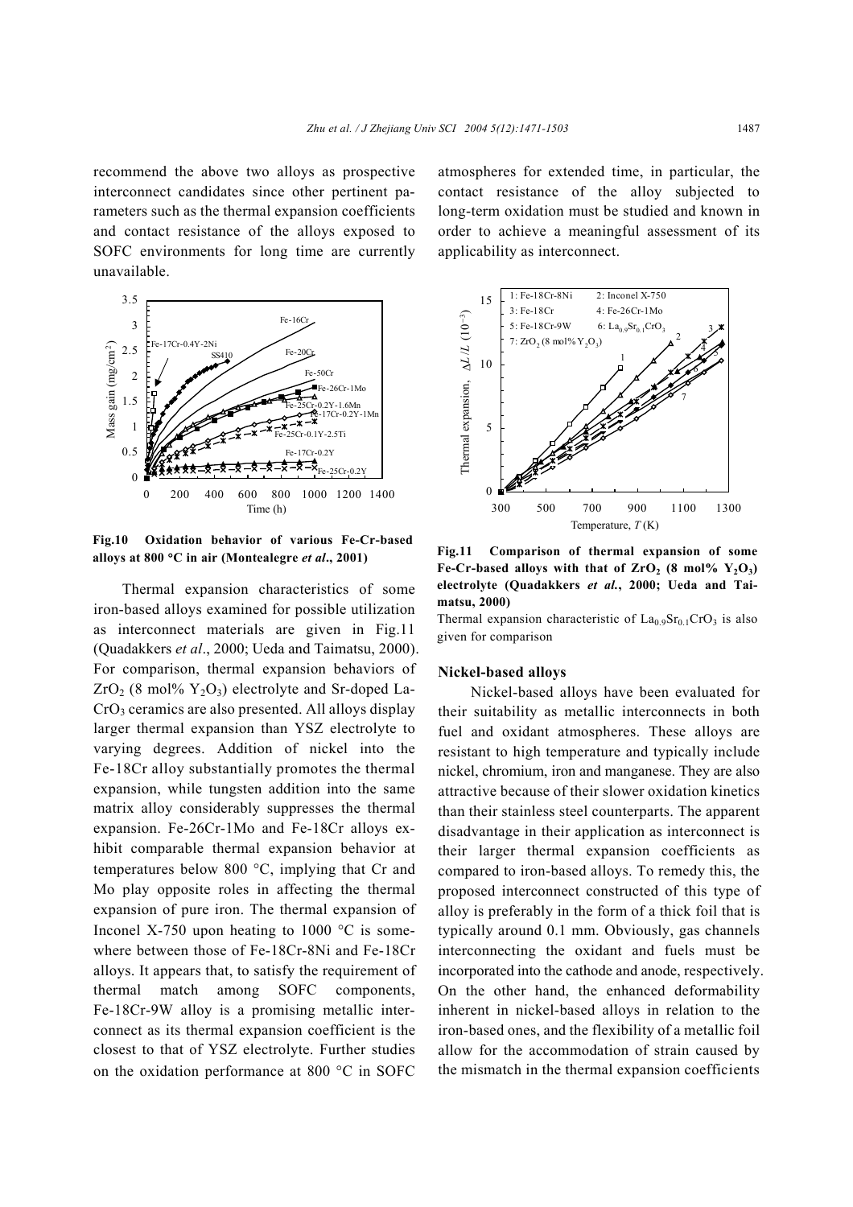recommend the above two alloys as prospective interconnect candidates since other pertinent parameters such as the thermal expansion coefficients and contact resistance of the alloys exposed to SOFC environments for long time are currently unavailable.

**Fig.10 Oxidation behavior of various Fe-Cr-based alloys at 800 °C in air (Montealegre *et al*., 2001)**

Thermal expansion characteristics of some iron-based alloys examined for possible utilization as interconnect materials are given in Fig.11 (Quadakkers *et al*., 2000; Ueda and Taimatsu, 2000). For comparison, thermal expansion behaviors of $ZrO_2$ (8 mol% $Y_2O_3$) electrolyte and Sr-doped $LaCrO_3$ ceramics are also presented. All alloys display larger thermal expansion than YSZ electrolyte to varying degrees. Addition of nickel into the Fe-18Cr alloy substantially promotes the thermal expansion, while tungsten addition into the same matrix alloy considerably suppresses the thermal expansion. Fe-26Cr-1Mo and Fe-18Cr alloys exhibit comparable thermal expansion behavior at temperatures below 800 °C, implying that Cr and Mo play opposite roles in affecting the thermal expansion of pure iron. The thermal expansion of Inconel X-750 upon heating to 1000 °C is somewhere between those of Fe-18Cr-8Ni and Fe-18Cr alloys. It appears that, to satisfy the requirement of thermal match among SOFC components, Fe-18Cr-9W alloy is a promising metallic interconnect as its thermal expansion coefficient is the closest to that of YSZ electrolyte. Further studies on the oxidation performance at 800 °C in SOFC atmospheres for extended time, in particular, the contact resistance of the alloy subjected to long-term oxidation must be studied and known in order to achieve a meaningful assessment of its applicability as interconnect.

**Fig.11 Comparison of thermal expansion of some Fe-Cr-based alloys with that of $ZrO_2$ (8 mol% $Y_2O_3$) electrolyte (Quadakkers *et al.*, 2000; Ueda and Taimatsu, 2000)**

Thermal expansion characteristic of $La_{0.9}Sr_{0.1}CrO_3$ is also given for comparison

### Nickel-based alloys

Nickel-based alloys have been evaluated for their suitability as metallic interconnects in both fuel and oxidant atmospheres. These alloys are resistant to high temperature and typically include nickel, chromium, iron and manganese. They are also attractive because of their slower oxidation kinetics than their stainless steel counterparts. The apparent disadvantage in their application as interconnect is their larger thermal expansion coefficients as compared to iron-based alloys. To remedy this, the proposed interconnect constructed of this type of alloy is preferably in the form of a thick foil that is typically around 0.1 mm. Obviously, gas channels interconnecting the oxidant and fuels must be incorporated into the cathode and anode, respectively. On the other hand, the enhanced deformability inherent in nickel-based alloys in relation to the iron-based ones, and the flexibility of a metallic foil allow for the accommodation of strain caused by the mismatch in the thermal expansion coefficients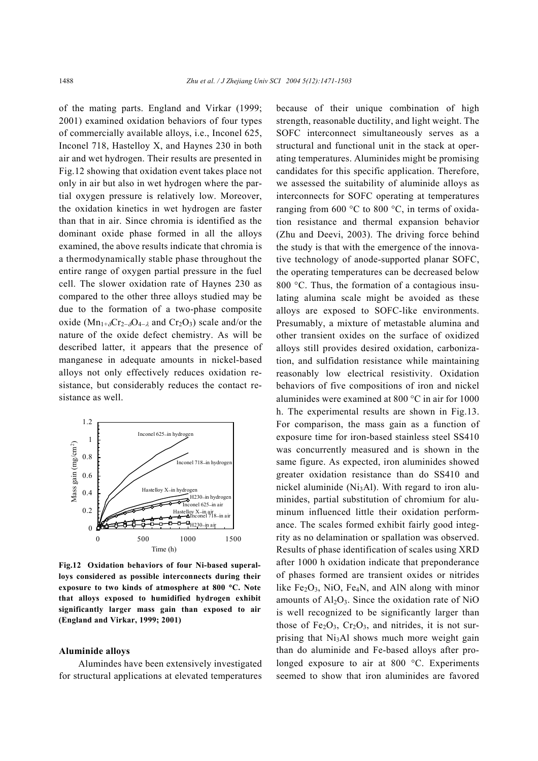of the mating parts. England and Virkar (1999; 2001) examined oxidation behaviors of four types of commercially available alloys, i.e., Inconel 625, Inconel 718, Hastelloy X, and Haynes 230 in both air and wet hydrogen. Their results are presented in Fig.12 showing that oxidation event takes place not only in air but also in wet hydrogen where the partial oxygen pressure is relatively low. Moreover, the oxidation kinetics in wet hydrogen are faster than that in air. Since chromia is identified as the dominant oxide phase formed in all the alloys examined, the above results indicate that chromia is a thermodynamically stable phase throughout the entire range of oxygen partial pressure in the fuel cell. The slower oxidation rate of Haynes 230 as compared to the other three alloys studied may be due to the formation of a two-phase composite oxide ($Mn_{1+\delta}Cr_{2-\delta}O_{4-\lambda}$ and $Cr_2O_3$) scale and/or the nature of the oxide defect chemistry. As will be described latter, it appears that the presence of manganese in adequate amounts in nickel-based alloys not only effectively reduces oxidation resistance, but considerably reduces the contact resistance as well.

**Fig.12 Oxidation behaviors of four Ni-based superalloys considered as possible interconnects during their exposure to two kinds of atmosphere at 800 °C. Note that alloys exposed to humidified hydrogen exhibit significantly larger mass gain than exposed to air (England and Virkar, 1999; 2001)**

### Aluminide alloys

Alumindes have been extensively investigated for structural applications at elevated temperatures because of their unique combination of high strength, reasonable ductility, and light weight. The SOFC interconnect simultaneously serves as a structural and functional unit in the stack at operating temperatures. Aluminides might be promising candidates for this specific application. Therefore, we assessed the suitability of aluminide alloys as interconnects for SOFC operating at temperatures ranging from 600 °C to 800 °C, in terms of oxidation resistance and thermal expansion behavior (Zhu and Deevi, 2003). The driving force behind the study is that with the emergence of the innovative technology of anode-supported planar SOFC, the operating temperatures can be decreased below 800 °C. Thus, the formation of a contagious insulating alumina scale might be avoided as these alloys are exposed to SOFC-like environments. Presumably, a mixture of metastable alumina and other transient oxides on the surface of oxidized alloys still provides desired oxidation, carbonization, and sulfidation resistance while maintaining reasonably low electrical resistivity. Oxidation behaviors of five compositions of iron and nickel aluminides were examined at 800 °C in air for 1000 h. The experimental results are shown in Fig.13. For comparison, the mass gain as a function of exposure time for iron-based stainless steel SS410 was concurrently measured and is shown in the same figure. As expected, iron aluminides showed greater oxidation resistance than do SS410 and nickel aluminide ($Ni_3Al$). With regard to iron aluminides, partial substitution of chromium for aluminum influenced little their oxidation performance. The scales formed exhibit fairly good integrity as no delamination or spallation was observed. Results of phase identification of scales using XRD after 1000 h oxidation indicate that preponderance of phases formed are transient oxides or nitrides like $Fe_2O_3$, NiO, $Fe_4N$, and AlN along with minor amounts of $Al_2O_3$. Since the oxidation rate of NiO is well recognized to be significantly larger than those of $Fe_2O_3$, $Cr_2O_3$, and nitrides, it is not surprising that $Ni_3Al$ shows much more weight gain than do aluminide and Fe-based alloys after prolonged exposure to air at 800 °C. Experiments seemed to show that iron aluminides are favored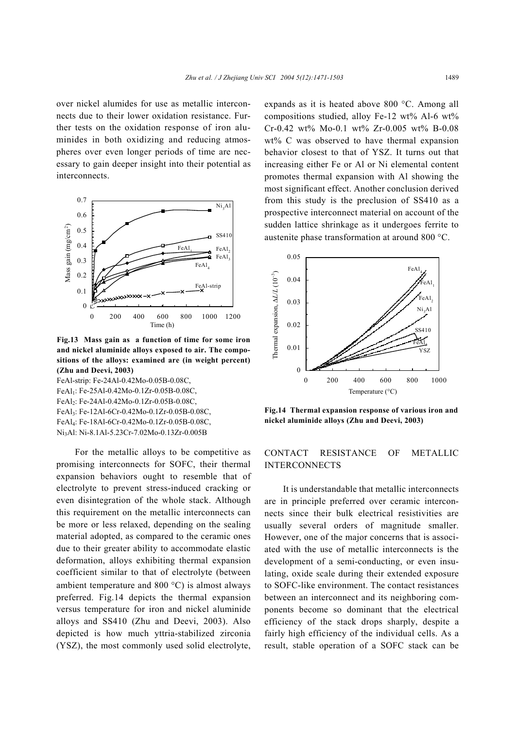over nickel alumides for use as metallic interconnects due to their lower oxidation resistance. Further tests on the oxidation response of iron aluminides in both oxidizing and reducing atmospheres over even longer periods of time are necessary to gain deeper insight into their potential as interconnects.

**Fig.13 Mass gain as a function of time for some iron and nickel aluminide alloys exposed to air. The compositions of the alloys: examined are (in weight percent) (Zhu and Deevi, 2003)**

FeAl-strip: Fe-24Al-0.42Mo-0.05B-0.08C,
$FeAl_1$: Fe-25Al-0.42Mo-0.1Zr-0.05B-0.08C,
$FeAl_2$: Fe-24Al-0.42Mo-0.1Zr-0.05B-0.08C,
$FeAl_3$: Fe-12Al-6Cr-0.42Mo-0.1Zr-0.05B-0.08C,
$FeAl_4$: Fe-18Al-6Cr-0.42Mo-0.1Zr-0.05B-0.08C,
$Ni_3Al$: Ni-8.1Al-5.23Cr-7.02Mo-0.13Zr-0.005B

For the metallic alloys to be competitive as promising interconnects for SOFC, their thermal expansion behaviors ought to resemble that of electrolyte to prevent stress-induced cracking or even disintegration of the whole stack. Although this requirement on the metallic interconnects can be more or less relaxed, depending on the sealing material adopted, as compared to the ceramic ones due to their greater ability to accommodate elastic deformation, alloys exhibiting thermal expansion coefficient similar to that of electrolyte (between ambient temperature and 800 °C) is almost always preferred. Fig.14 depicts the thermal expansion versus temperature for iron and nickel aluminide alloys and SS410 (Zhu and Deevi, 2003). Also depicted is how much yttria-stabilized zirconia (YSZ), the most commonly used solid electrolyte, expands as it is heated above 800 °C. Among all compositions studied, alloy Fe-12 wt% Al-6 wt% Cr-0.42 wt% Mo-0.1 wt% Zr-0.005 wt% B-0.08 wt% C was observed to have thermal expansion behavior closest to that of YSZ. It turns out that increasing either Fe or Al or Ni elemental content promotes thermal expansion with Al showing the most significant effect. Another conclusion derived from this study is the preclusion of SS410 as a prospective interconnect material on account of the sudden lattice shrinkage as it undergoes ferrite to austenite phase transformation at around 800 °C.

**Fig.14 Thermal expansion response of various iron and nickel aluminide alloys (Zhu and Deevi, 2003)**

## CONTACT RESISTANCE OF METALLIC INTERCONNECTS

It is understandable that metallic interconnects are in principle preferred over ceramic interconnects since their bulk electrical resistivities are usually several orders of magnitude smaller. However, one of the major concerns that is associated with the use of metallic interconnects is the development of a semi-conducting, or even insulating, oxide scale during their extended exposure to SOFC-like environment. The contact resistances between an interconnect and its neighboring components become so dominant that the electrical efficiency of the stack drops sharply, despite a fairly high efficiency of the individual cells. As a result, stable operation of a SOFC stack can be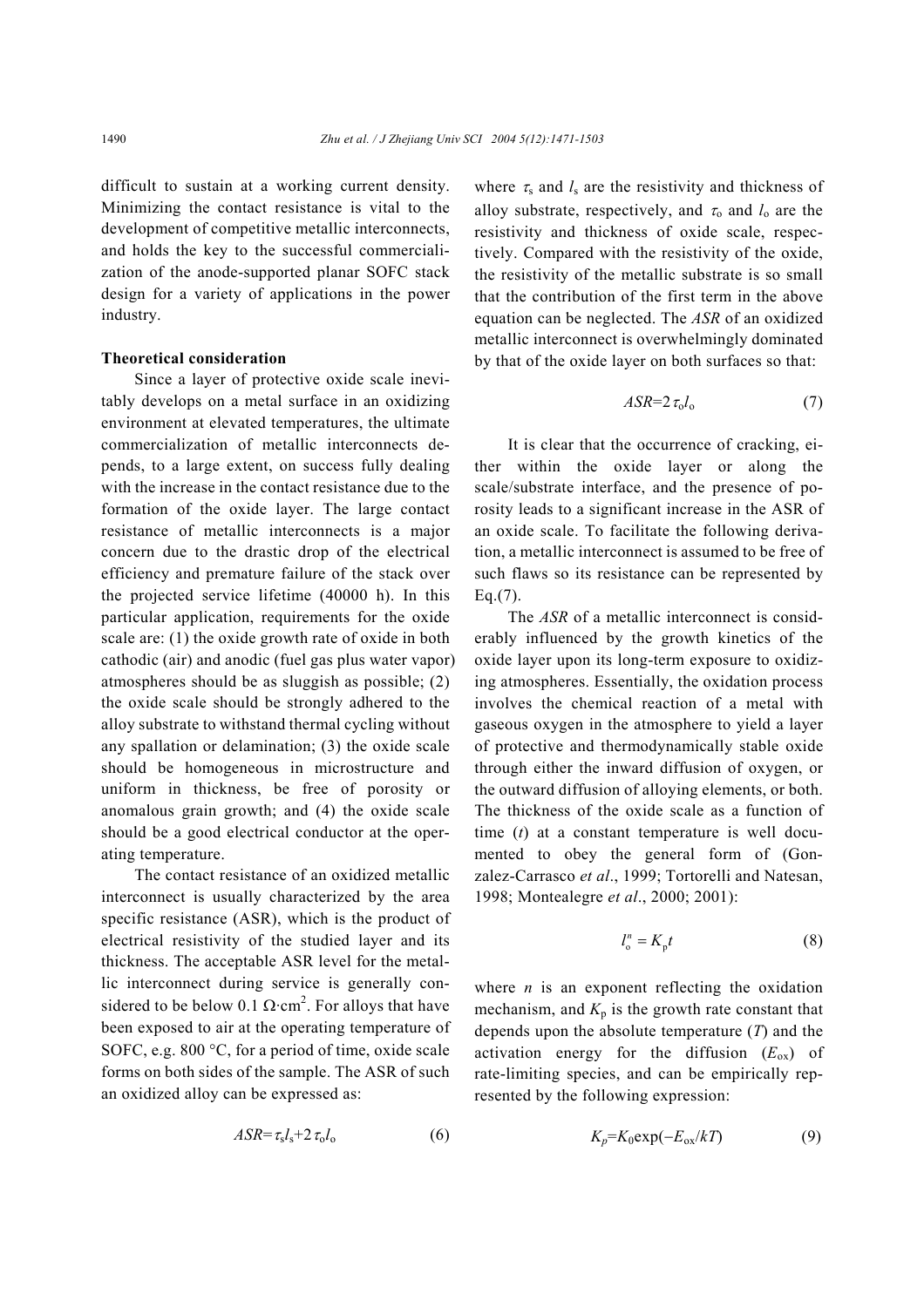difficult to sustain at a working current density. Minimizing the contact resistance is vital to the development of competitive metallic interconnects, and holds the key to the successful commercialization of the anode-supported planar SOFC stack design for a variety of applications in the power industry.

**Theoretical consideration**

Since a layer of protective oxide scale inevitably develops on a metal surface in an oxidizing environment at elevated temperatures, the ultimate commercialization of metallic interconnects depends, to a large extent, on success fully dealing with the increase in the contact resistance due to the formation of the oxide layer. The large contact resistance of metallic interconnects is a major concern due to the drastic drop of the electrical efficiency and premature failure of the stack over the projected service lifetime (40000 h). In this particular application, requirements for the oxide scale are: (1) the oxide growth rate of oxide in both cathodic (air) and anodic (fuel gas plus water vapor) atmospheres should be as sluggish as possible; (2) the oxide scale should be strongly adhered to the alloy substrate to withstand thermal cycling without any spallation or delamination; (3) the oxide scale should be homogeneous in microstructure and uniform in thickness, be free of porosity or anomalous grain growth; and (4) the oxide scale should be a good electrical conductor at the operating temperature.

The contact resistance of an oxidized metallic interconnect is usually characterized by the area specific resistance (ASR), which is the product of electrical resistivity of the studied layer and its thickness. The acceptable ASR level for the metallic interconnect during service is generally considered to be below 0.1 $\Omega\cdot\text{cm}^2$. For alloys that have been exposed to air at the operating temperature of SOFC, e.g. 800 °C, for a period of time, oxide scale forms on both sides of the sample. The ASR of such an oxidized alloy can be expressed as:

$$ASR=\tau_s l_s+2\tau_o l_o \qquad (6)$$

where $\tau_s$ and $l_s$ are the resistivity and thickness of alloy substrate, respectively, and $\tau_o$ and $l_o$ are the resistivity and thickness of oxide scale, respectively. Compared with the resistivity of the oxide, the resistivity of the metallic substrate is so small that the contribution of the first term in the above equation can be neglected. The *ASR* of an oxidized metallic interconnect is overwhelmingly dominated by that of the oxide layer on both surfaces so that:

$$ASR=2\tau_o l_o \qquad (7)$$

It is clear that the occurrence of cracking, either within the oxide layer or along the scale/substrate interface, and the presence of porosity leads to a significant increase in the ASR of an oxide scale. To facilitate the following derivation, a metallic interconnect is assumed to be free of such flaws so its resistance can be represented by Eq.(7).

The *ASR* of a metallic interconnect is considerably influenced by the growth kinetics of the oxide layer upon its long-term exposure to oxidizing atmospheres. Essentially, the oxidation process involves the chemical reaction of a metal with gaseous oxygen in the atmosphere to yield a layer of protective and thermodynamically stable oxide through either the inward diffusion of oxygen, or the outward diffusion of alloying elements, or both. The thickness of the oxide scale as a function of time ($t$) at a constant temperature is well documented to obey the general form of (Gonzalez-Carrasco *et al*., 1999; Tortorelli and Natesan, 1998; Montealegre *et al*., 2000; 2001):

$$l_o^n = K_p t \qquad (8)$$

where $n$ is an exponent reflecting the oxidation mechanism, and $K_p$ is the growth rate constant that depends upon the absolute temperature ($T$) and the activation energy for the diffusion ($E_{ox}$) of rate-limiting species, and can be empirically represented by the following expression:

$$K_p=K_0\exp(-E_{ox}/kT) \qquad (9)$$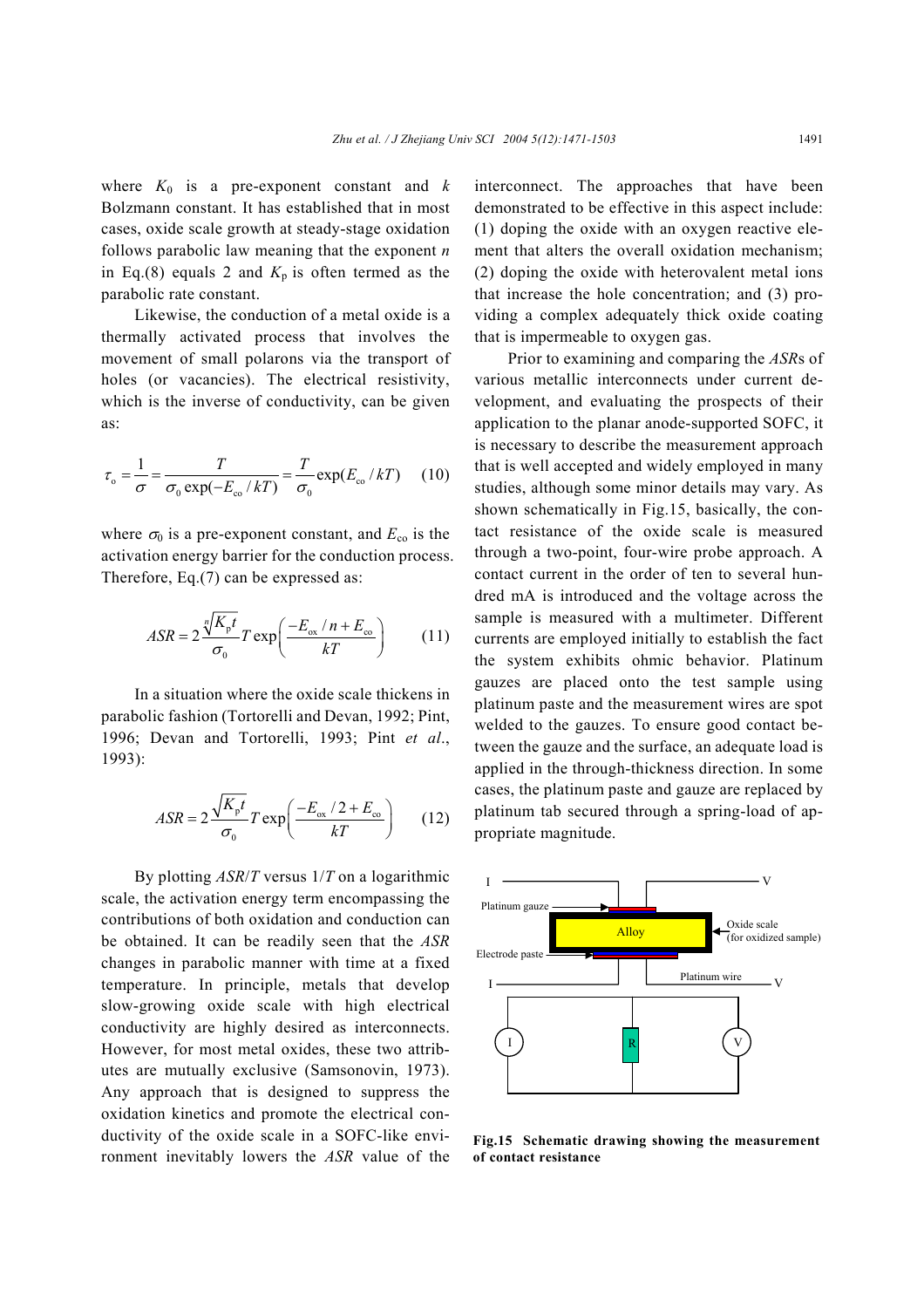where $K_0$ is a pre-exponent constant and $k$ Bolzmann constant. It has established that in most cases, oxide scale growth at steady-stage oxidation follows parabolic law meaning that the exponent $n$ in Eq.(8) equals 2 and $K_p$ is often termed as the parabolic rate constant.

Likewise, the conduction of a metal oxide is a thermally activated process that involves the movement of small polarons via the transport of holes (or vacancies). The electrical resistivity, which is the inverse of conductivity, can be given as:

$$\tau_o = \frac{1}{\sigma} = \frac{T}{\sigma_0 \exp(-E_{co}/kT)} = \frac{T}{\sigma_0}\exp(E_{co}/kT) \quad (10)$$

where $\sigma_0$ is a pre-exponent constant, and $E_{co}$ is the activation energy barrier for the conduction process. Therefore, Eq.(7) can be expressed as:

$$ASR = 2\frac{\sqrt[n]{K_p t}}{\sigma_0} T \exp\left(\frac{-E_{ox}/n + E_{co}}{kT}\right) \quad (11)$$

In a situation where the oxide scale thickens in parabolic fashion (Tortorelli and Devan, 1992; Pint, 1996; Devan and Tortorelli, 1993; Pint *et al*., 1993):

$$ASR = 2\frac{\sqrt{K_p t}}{\sigma_0} T \exp\left(\frac{-E_{ox}/2 + E_{co}}{kT}\right) \quad (12)$$

By plotting $ASR/T$ versus $1/T$ on a logarithmic scale, the activation energy term encompassing the contributions of both oxidation and conduction can be obtained. It can be readily seen that the $ASR$ changes in parabolic manner with time at a fixed temperature. In principle, metals that develop slow-growing oxide scale with high electrical conductivity are highly desired as interconnects. However, for most metal oxides, these two attributes are mutually exclusive (Samsonovin, 1973). Any approach that is designed to suppress the oxidation kinetics and promote the electrical conductivity of the oxide scale in a SOFC-like environment inevitably lowers the $ASR$ value of the interconnect. The approaches that have been demonstrated to be effective in this aspect include: (1) doping the oxide with an oxygen reactive element that alters the overall oxidation mechanism; (2) doping the oxide with heterovalent metal ions that increase the hole concentration; and (3) providing a complex adequately thick oxide coating that is impermeable to oxygen gas.

Prior to examining and comparing the $ASR$s of various metallic interconnects under current development, and evaluating the prospects of their application to the planar anode-supported SOFC, it is necessary to describe the measurement approach that is well accepted and widely employed in many studies, although some minor details may vary. As shown schematically in Fig.15, basically, the contact resistance of the oxide scale is measured through a two-point, four-wire probe approach. A contact current in the order of ten to several hundred mA is introduced and the voltage across the sample is measured with a multimeter. Different currents are employed initially to establish the fact the system exhibits ohmic behavior. Platinum gauzes are placed onto the test sample using platinum paste and the measurement wires are spot welded to the gauzes. To ensure good contact between the gauze and the surface, an adequate load is applied in the through-thickness direction. In some cases, the platinum paste and gauze are replaced by platinum tab secured through a spring-load of appropriate magnitude.

**Fig.15 Schematic drawing showing the measurement of contact resistance**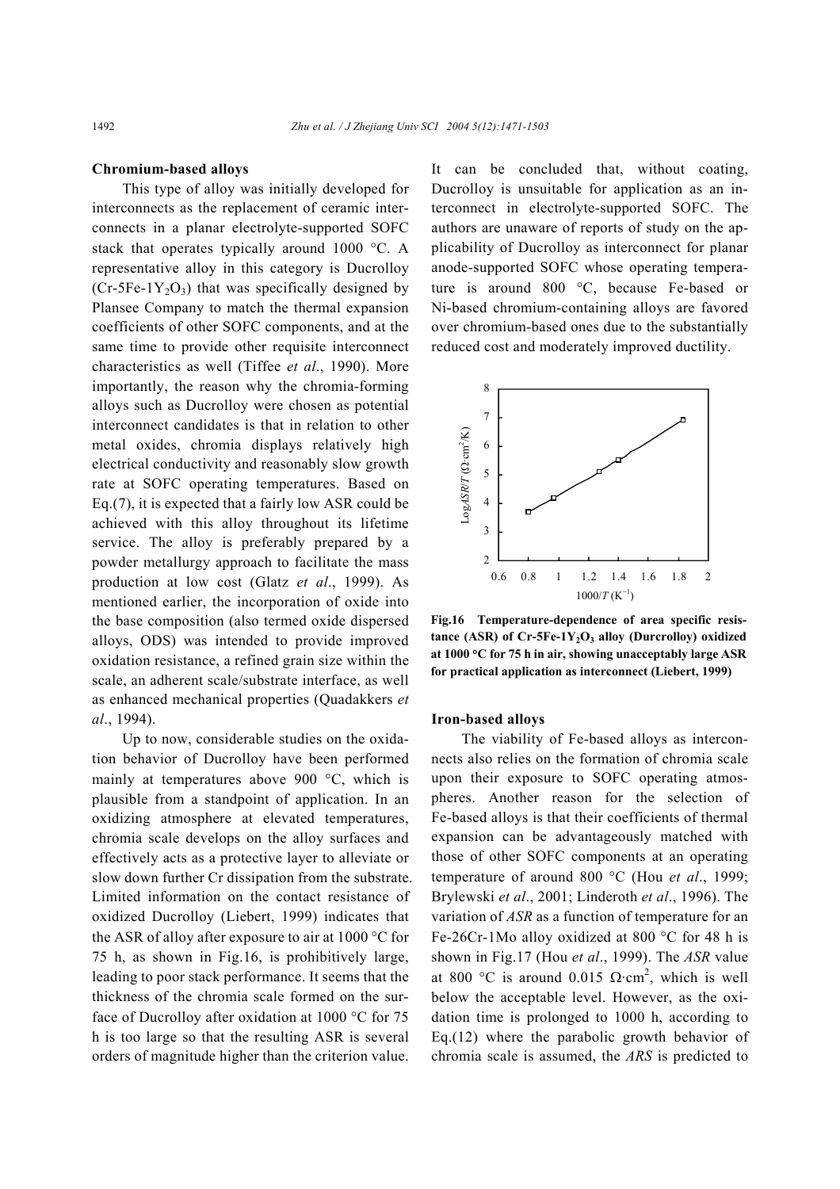### Chromium-based alloys

This type of alloy was initially developed for interconnects as the replacement of ceramic interconnects in a planar electrolyte-supported SOFC stack that operates typically around 1000 °C. A representative alloy in this category is Ducrolloy ($Cr$-5Fe-1$Y_2O_3$) that was specifically designed by Plansee Company to match the thermal expansion coefficients of other SOFC components, and at the same time to provide other requisite interconnect characteristics as well (Tiffee *et al*., 1990). More importantly, the reason why the chromia-forming alloys such as Ducrolloy were chosen as potential interconnect candidates is that in relation to other metal oxides, chromia displays relatively high electrical conductivity and reasonably slow growth rate at SOFC operating temperatures. Based on Eq.(7), it is expected that a fairly low ASR could be achieved with this alloy throughout its lifetime service. The alloy is preferably prepared by a powder metallurgy approach to facilitate the mass production at low cost (Glatz *et al*., 1999). As mentioned earlier, the incorporation of oxide into the base composition (also termed oxide dispersed alloys, ODS) was intended to provide improved oxidation resistance, a refined grain size within the scale, an adherent scale/substrate interface, as well as enhanced mechanical properties (Quadakkers *et al*., 1994).

Up to now, considerable studies on the oxidation behavior of Ducrolloy have been performed mainly at temperatures above 900 °C, which is plausible from a standpoint of application. In an oxidizing atmosphere at elevated temperatures, chromia scale develops on the alloy surfaces and effectively acts as a protective layer to alleviate or slow down further Cr dissipation from the substrate. Limited information on the contact resistance of oxidized Ducrolloy (Liebert, 1999) indicates that the ASR of alloy after exposure to air at 1000 °C for 75 h, as shown in Fig.16, is prohibitively large, leading to poor stack performance. It seems that the thickness of the chromia scale formed on the surface of Ducrolloy after oxidation at 1000 °C for 75 h is too large so that the resulting ASR is several orders of magnitude higher than the criterion value. It can be concluded that, without coating, Ducrolloy is unsuitable for application as an interconnect in electrolyte-supported SOFC. The authors are unaware of reports of study on the applicability of Ducrolloy as interconnect for planar anode-supported SOFC whose operating temperature is around 800 °C, because Fe-based or Ni-based chromium-containing alloys are favored over chromium-based ones due to the substantially reduced cost and moderately improved ductility.

**Fig.16 Temperature-dependence of area specific resistance (ASR) of Cr-5Fe-1$Y_2O_3$ alloy (Durcrolloy) oxidized at 1000 °C for 75 h in air, showing unacceptably large ASR for practical application as interconnect (Liebert, 1999)**

### Iron-based alloys

The viability of Fe-based alloys as interconnects also relies on the formation of chromia scale upon their exposure to SOFC operating atmospheres. Another reason for the selection of Fe-based alloys is that their coefficients of thermal expansion can be advantageously matched with those of other SOFC components at an operating temperature of around 800 °C (Hou *et al*., 1999; Brylewski *et al*., 2001; Linderoth *et al*., 1996). The variation of *ASR* as a function of temperature for an Fe-26Cr-1Mo alloy oxidized at 800 °C for 48 h is shown in Fig.17 (Hou *et al*., 1999). The *ASR* value at 800 °C is around 0.015 $\Omega\cdot cm^2$, which is well below the acceptable level. However, as the oxidation time is prolonged to 1000 h, according to Eq.(12) where the parabolic growth behavior of chromia scale is assumed, the *ARS* is predicted to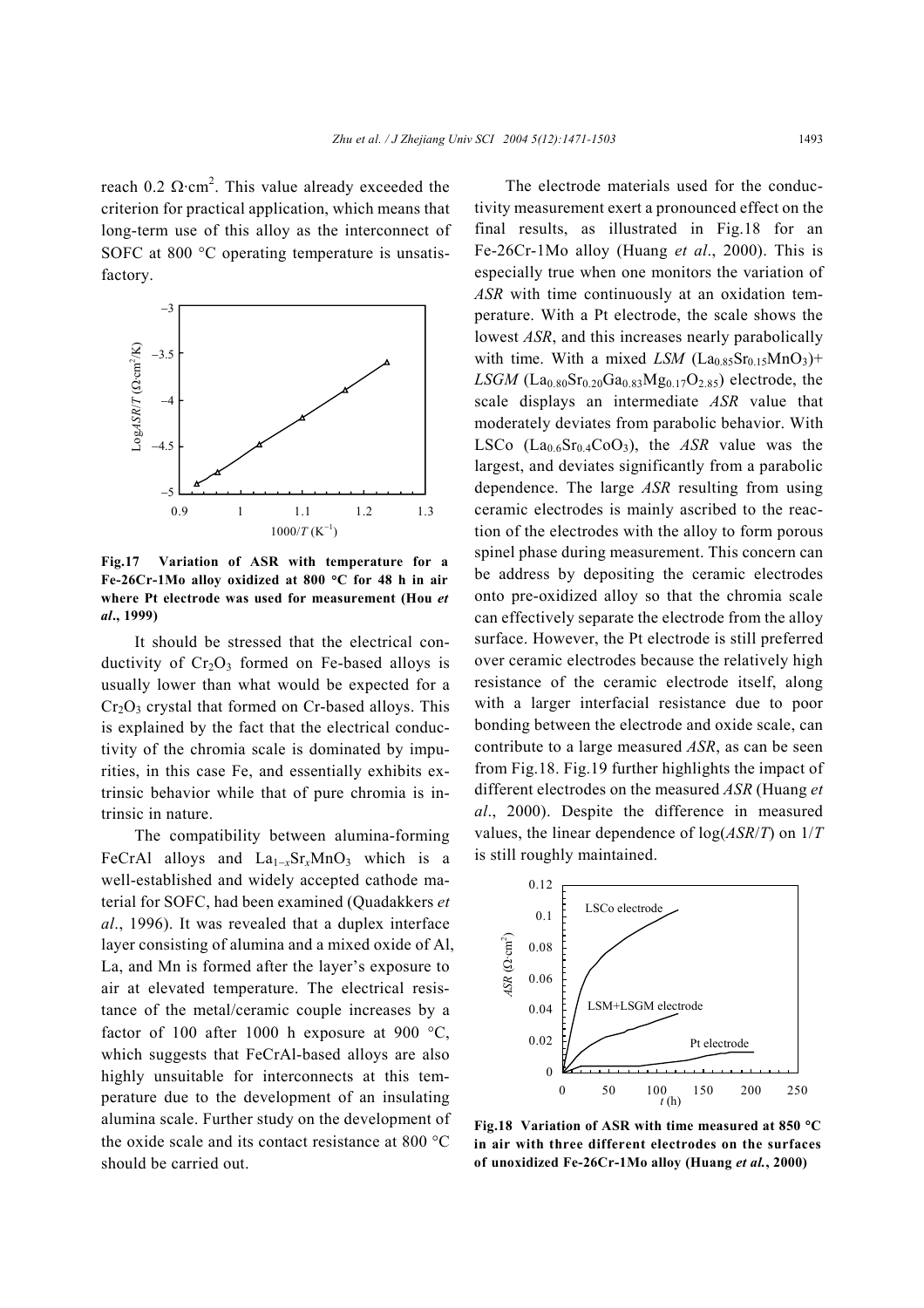reach 0.2 Ω·cm$^2$. This value already exceeded the criterion for practical application, which means that long-term use of this alloy as the interconnect of SOFC at 800 °C operating temperature is unsatisfactory.

**Fig.17 Variation of ASR with temperature for a Fe-26Cr-1Mo alloy oxidized at 800 °C for 48 h in air where Pt electrode was used for measurement (Hou *et al*., 1999)**

It should be stressed that the electrical conductivity of $Cr_2O_3$ formed on Fe-based alloys is usually lower than what would be expected for a $Cr_2O_3$ crystal that formed on Cr-based alloys. This is explained by the fact that the electrical conductivity of the chromia scale is dominated by impurities, in this case Fe, and essentially exhibits extrinsic behavior while that of pure chromia is intrinsic in nature.

The compatibility between alumina-forming FeCrAl alloys and $La_{1-x}Sr_xMnO_3$ which is a well-established and widely accepted cathode material for SOFC, had been examined (Quadakkers *et al*., 1996). It was revealed that a duplex interface layer consisting of alumina and a mixed oxide of Al, La, and Mn is formed after the layer's exposure to air at elevated temperature. The electrical resistance of the metal/ceramic couple increases by a factor of 100 after 1000 h exposure at 900 °C, which suggests that FeCrAl-based alloys are also highly unsuitable for interconnects at this temperature due to the development of an insulating alumina scale. Further study on the development of the oxide scale and its contact resistance at 800 °C should be carried out.

The electrode materials used for the conductivity measurement exert a pronounced effect on the final results, as illustrated in Fig.18 for an Fe-26Cr-1Mo alloy (Huang *et al*., 2000). This is especially true when one monitors the variation of *ASR* with time continuously at an oxidation temperature. With a Pt electrode, the scale shows the lowest *ASR*, and this increases nearly parabolically with time. With a mixed *LSM* ($La_{0.85}Sr_{0.15}MnO_3$)+ *LSGM* ($La_{0.80}Sr_{0.20}Ga_{0.83}Mg_{0.17}O_{2.85}$) electrode, the scale displays an intermediate *ASR* value that moderately deviates from parabolic behavior. With LSCo ($La_{0.6}Sr_{0.4}CoO_3$), the *ASR* value was the largest, and deviates significantly from a parabolic dependence. The large *ASR* resulting from using ceramic electrodes is mainly ascribed to the reaction of the electrodes with the alloy to form porous spinel phase during measurement. This concern can be address by depositing the ceramic electrodes onto pre-oxidized alloy so that the chromia scale can effectively separate the electrode from the alloy surface. However, the Pt electrode is still preferred over ceramic electrodes because the relatively high resistance of the ceramic electrode itself, along with a larger interfacial resistance due to poor bonding between the electrode and oxide scale, can contribute to a large measured *ASR*, as can be seen from Fig.18. Fig.19 further highlights the impact of different electrodes on the measured *ASR* (Huang *et al*., 2000). Despite the difference in measured values, the linear dependence of log(*ASR*/*T*) on 1/*T* is still roughly maintained.

**Fig.18 Variation of ASR with time measured at 850 °C in air with three different electrodes on the surfaces of unoxidized Fe-26Cr-1Mo alloy (Huang *et al.*, 2000)**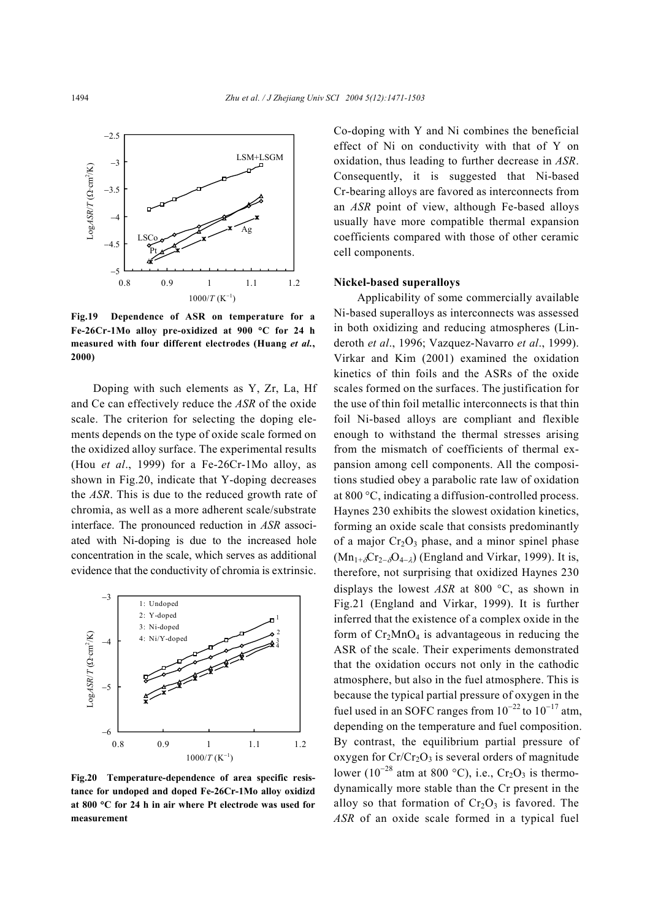Fig.19 Dependence of ASR on temperature for a Fe-26Cr-1Mo alloy pre-oxidized at 900 °C for 24 h measured with four different electrodes (Huang *et al.*, 2000)

Doping with such elements as Y, Zr, La, Hf and Ce can effectively reduce the *ASR* of the oxide scale. The criterion for selecting the doping elements depends on the type of oxide scale formed on the oxidized alloy surface. The experimental results (Hou *et al*., 1999) for a Fe-26Cr-1Mo alloy, as shown in Fig.20, indicate that Y-doping decreases the *ASR*. This is due to the reduced growth rate of chromia, as well as a more adherent scale/substrate interface. The pronounced reduction in *ASR* associated with Ni-doping is due to the increased hole concentration in the scale, which serves as additional evidence that the conductivity of chromia is extrinsic.

Fig.20 Temperature-dependence of area specific resistance for undoped and doped Fe-26Cr-1Mo alloy oxidizd at 800 °C for 24 h in air where Pt electrode was used for measurement

Co-doping with Y and Ni combines the beneficial effect of Ni on conductivity with that of Y on oxidation, thus leading to further decrease in *ASR*. Consequently, it is suggested that Ni-based Cr-bearing alloys are favored as interconnects from an *ASR* point of view, although Fe-based alloys usually have more compatible thermal expansion coefficients compared with those of other ceramic cell components.

**Nickel-based superalloys**

Applicability of some commercially available Ni-based superalloys as interconnects was assessed in both oxidizing and reducing atmospheres (Linderoth *et al*., 1996; Vazquez-Navarro *et al*., 1999). Virkar and Kim (2001) examined the oxidation kinetics of thin foils and the ASRs of the oxide scales formed on the surfaces. The justification for the use of thin foil metallic interconnects is that thin foil Ni-based alloys are compliant and flexible enough to withstand the thermal stresses arising from the mismatch of coefficients of thermal expansion among cell components. All the compositions studied obey a parabolic rate law of oxidation at 800 °C, indicating a diffusion-controlled process. Haynes 230 exhibits the slowest oxidation kinetics, forming an oxide scale that consists predominantly of a major $Cr_2O_3$ phase, and a minor spinel phase ($Mn_{1+\delta}Cr_{2-\delta}O_{4-\lambda}$) (England and Virkar, 1999). It is, therefore, not surprising that oxidized Haynes 230 displays the lowest *ASR* at 800 °C, as shown in Fig.21 (England and Virkar, 1999). It is further inferred that the existence of a complex oxide in the form of $Cr_2MnO_4$ is advantageous in reducing the ASR of the scale. Their experiments demonstrated that the oxidation occurs not only in the cathodic atmosphere, but also in the fuel atmosphere. This is because the typical partial pressure of oxygen in the fuel used in an SOFC ranges from $10^{-22}$ to $10^{-17}$ atm, depending on the temperature and fuel composition. By contrast, the equilibrium partial pressure of oxygen for $Cr/Cr_2O_3$ is several orders of magnitude lower ($10^{-28}$ atm at 800 °C), i.e., $Cr_2O_3$ is thermodynamically more stable than the Cr present in the alloy so that formation of $Cr_2O_3$ is favored. The *ASR* of an oxide scale formed in a typical fuel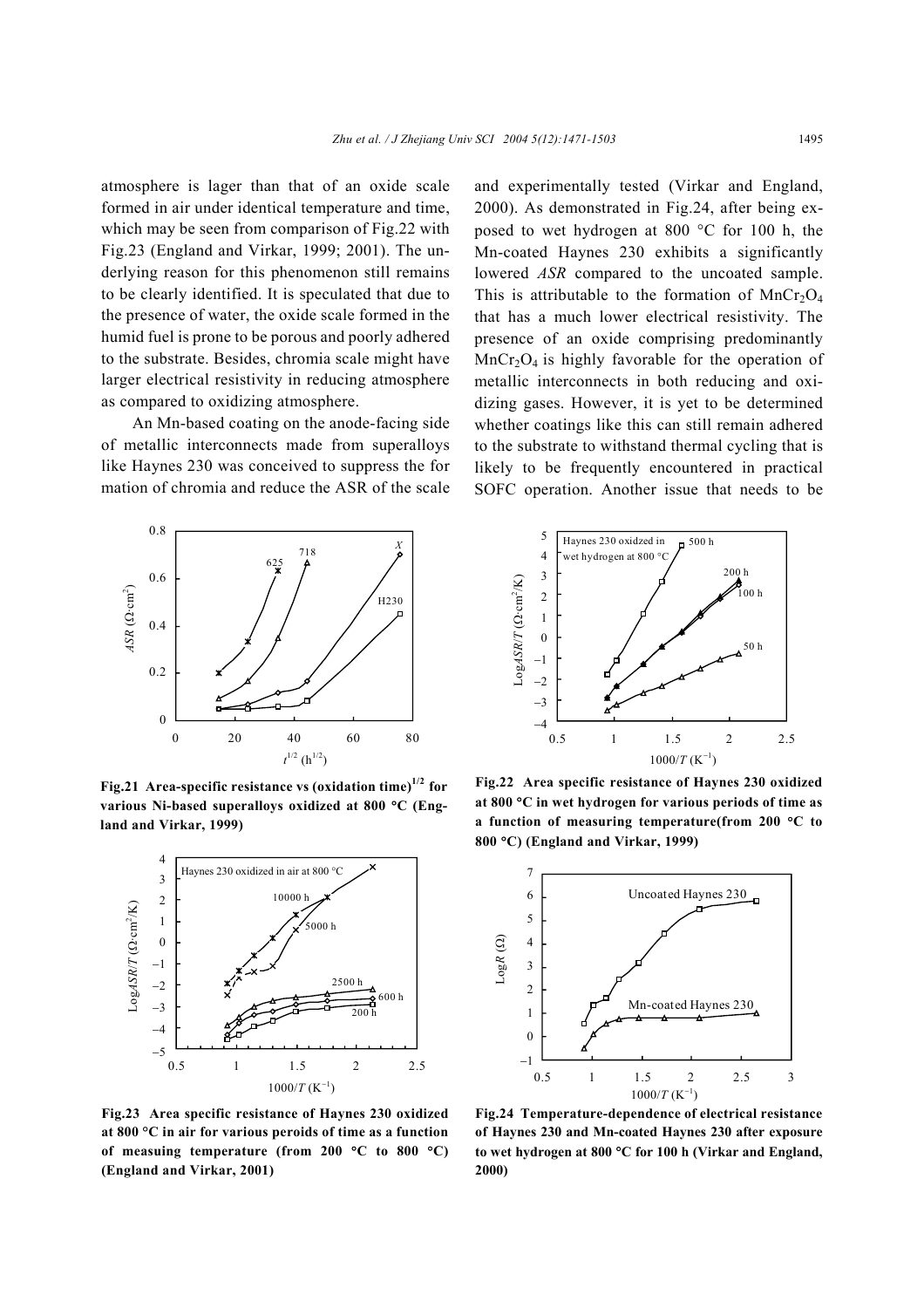atmosphere is lager than that of an oxide scale formed in air under identical temperature and time, which may be seen from comparison of Fig.22 with Fig.23 (England and Virkar, 1999; 2001). The underlying reason for this phenomenon still remains to be clearly identified. It is speculated that due to the presence of water, the oxide scale formed in the humid fuel is prone to be porous and poorly adhered to the substrate. Besides, chromia scale might have larger electrical resistivity in reducing atmosphere as compared to oxidizing atmosphere.

An Mn-based coating on the anode-facing side of metallic interconnects made from superalloys like Haynes 230 was conceived to suppress the formation of chromia and reduce the ASR of the scale and experimentally tested (Virkar and England, 2000). As demonstrated in Fig.24, after being exposed to wet hydrogen at 800 °C for 100 h, the Mn-coated Haynes 230 exhibits a significantly lowered *ASR* compared to the uncoated sample. This is attributable to the formation of $MnCr_2O_4$ that has a much lower electrical resistivity. The presence of an oxide comprising predominantly $MnCr_2O_4$ is highly favorable for the operation of metallic interconnects in both reducing and oxidizing gases. However, it is yet to be determined whether coatings like this can still remain adhered to the substrate to withstand thermal cycling that is likely to be frequently encountered in practical SOFC operation. Another issue that needs to be

**Fig.21 Area-specific resistance vs (oxidation time)$^{1/2}$ for various Ni-based superalloys oxidized at 800 °C (England and Virkar, 1999)**

**Fig.22 Area specific resistance of Haynes 230 oxidized at 800 °C in wet hydrogen for various periods of time as a function of measuring temperature(from 200 °C to 800 °C) (England and Virkar, 1999)**

**Fig.23 Area specific resistance of Haynes 230 oxidized at 800 °C in air for various peroids of time as a function of measuing temperature (from 200 °C to 800 °C) (England and Virkar, 2001)**

**Fig.24 Temperature-dependence of electrical resistance of Haynes 230 and Mn-coated Haynes 230 after exposure to wet hydrogen at 800 °C for 100 h (Virkar and England, 2000)**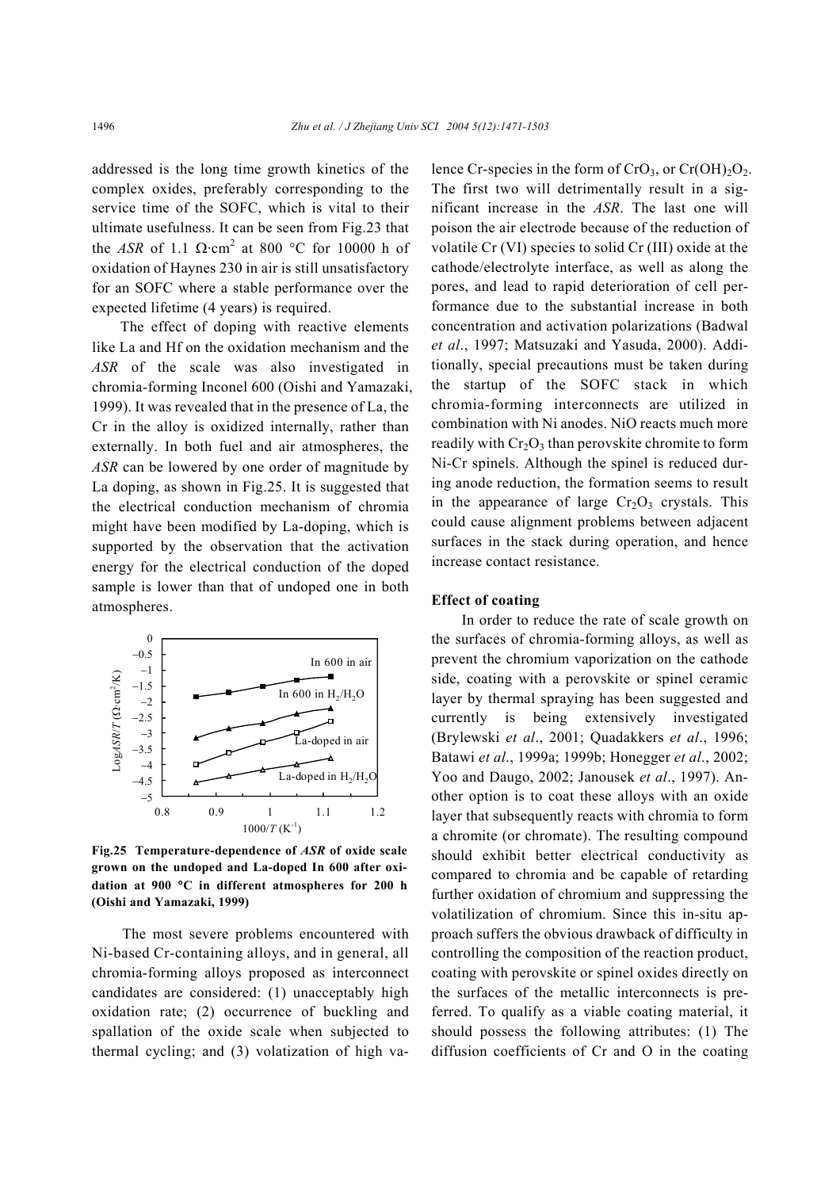addressed is the long time growth kinetics of the complex oxides, preferably corresponding to the service time of the SOFC, which is vital to their ultimate usefulness. It can be seen from Fig.23 that the *ASR* of 1.1 $\Omega\cdot cm^2$ at 800 °C for 10000 h of oxidation of Haynes 230 in air is still unsatisfactory for an SOFC where a stable performance over the expected lifetime (4 years) is required.

The effect of doping with reactive elements like La and Hf on the oxidation mechanism and the *ASR* of the scale was also investigated in chromia-forming Inconel 600 (Oishi and Yamazaki, 1999). It was revealed that in the presence of La, the Cr in the alloy is oxidized internally, rather than externally. In both fuel and air atmospheres, the *ASR* can be lowered by one order of magnitude by La doping, as shown in Fig.25. It is suggested that the electrical conduction mechanism of chromia might have been modified by La-doping, which is supported by the observation that the activation energy for the electrical conduction of the doped sample is lower than that of undoped one in both atmospheres.

**Fig.25 Temperature-dependence of *ASR* of oxide scale grown on the undoped and La-doped In 600 after oxidation at 900 °C in different atmospheres for 200 h (Oishi and Yamazaki, 1999)**

The most severe problems encountered with Ni-based Cr-containing alloys, and in general, all chromia-forming alloys proposed as interconnect candidates are considered: (1) unacceptably high oxidation rate; (2) occurrence of buckling and spallation of the oxide scale when subjected to thermal cycling; and (3) volatization of high valence Cr-species in the form of $CrO_3$, or $Cr(OH)_2O_2$. The first two will detrimentally result in a significant increase in the *ASR*. The last one will poison the air electrode because of the reduction of volatile Cr (VI) species to solid Cr (III) oxide at the cathode/electrolyte interface, as well as along the pores, and lead to rapid deterioration of cell performance due to the substantial increase in both concentration and activation polarizations (Badwal *et al*., 1997; Matsuzaki and Yasuda, 2000). Additionally, special precautions must be taken during the startup of the SOFC stack in which chromia-forming interconnects are utilized in combination with Ni anodes. NiO reacts much more readily with $Cr_2O_3$ than perovskite chromite to form Ni-Cr spinels. Although the spinel is reduced during anode reduction, the formation seems to result in the appearance of large $Cr_2O_3$ crystals. This could cause alignment problems between adjacent surfaces in the stack during operation, and hence increase contact resistance.

**Effect of coating**

In order to reduce the rate of scale growth on the surfaces of chromia-forming alloys, as well as prevent the chromium vaporization on the cathode side, coating with a perovskite or spinel ceramic layer by thermal spraying has been suggested and currently is being extensively investigated (Brylewski *et al*., 2001; Quadakkers *et al*., 1996; Batawi *et al*., 1999a; 1999b; Honegger *et al*., 2002; Yoo and Daugo, 2002; Janousek *et al*., 1997). Another option is to coat these alloys with an oxide layer that subsequently reacts with chromia to form a chromite (or chromate). The resulting compound should exhibit better electrical conductivity as compared to chromia and be capable of retarding further oxidation of chromium and suppressing the volatilization of chromium. Since this in-situ approach suffers the obvious drawback of difficulty in controlling the composition of the reaction product, coating with perovskite or spinel oxides directly on the surfaces of the metallic interconnects is preferred. To qualify as a viable coating material, it should possess the following attributes: (1) The diffusion coefficients of Cr and O in the coating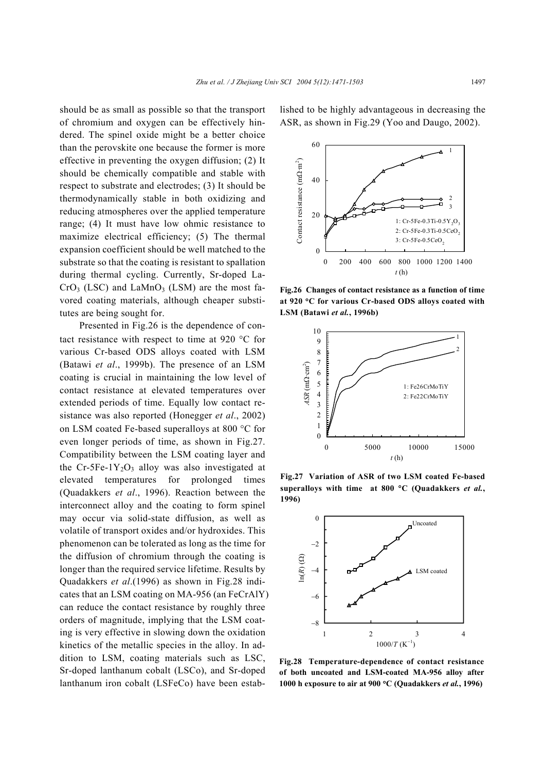should be as small as possible so that the transport of chromium and oxygen can be effectively hindered. The spinel oxide might be a better choice than the perovskite one because the former is more effective in preventing the oxygen diffusion; (2) It should be chemically compatible and stable with respect to substrate and electrodes; (3) It should be thermodynamically stable in both oxidizing and reducing atmospheres over the applied temperature range; (4) It must have low ohmic resistance to maximize electrical efficiency; (5) The thermal expansion coefficient should be well matched to the substrate so that the coating is resistant to spallation during thermal cycling. Currently, Sr-doped La$CrO_3$ (LSC) and $LaMnO_3$ (LSM) are the most favored coating materials, although cheaper substitutes are being sought for.

Presented in Fig.26 is the dependence of contact resistance with respect to time at 920 °C for various Cr-based ODS alloys coated with LSM (Batawi *et al*., 1999b). The presence of an LSM coating is crucial in maintaining the low level of contact resistance at elevated temperatures over extended periods of time. Equally low contact resistance was also reported (Honegger *et al*., 2002) on LSM coated Fe-based superalloys at 800 °C for even longer periods of time, as shown in Fig.27. Compatibility between the LSM coating layer and the Cr-5Fe-1$Y_2O_3$ alloy was also investigated at elevated temperatures for prolonged times (Quadakkers *et al*., 1996). Reaction between the interconnect alloy and the coating to form spinel may occur via solid-state diffusion, as well as volatile of transport oxides and/or hydroxides. This phenomenon can be tolerated as long as the time for the diffusion of chromium through the coating is longer than the required service lifetime. Results by Quadakkers *et al*.(1996) as shown in Fig.28 indicates that an LSM coating on MA-956 (an FeCrAlY) can reduce the contact resistance by roughly three orders of magnitude, implying that the LSM coating is very effective in slowing down the oxidation kinetics of the metallic species in the alloy. In addition to LSM, coating materials such as LSC, Sr-doped lanthanum cobalt (LSCo), and Sr-doped lanthanum iron cobalt (LSFeCo) have been established to be highly advantageous in decreasing the ASR, as shown in Fig.29 (Yoo and Daugo, 2002).

**Fig.26 Changes of contact resistance as a function of time at 920 °C for various Cr-based ODS alloys coated with LSM (Batawi *et al.*, 1996b)**

**Fig.27 Variation of ASR of two LSM coated Fe-based superalloys with time at 800 °C (Quadakkers *et al.*, 1996)**

**Fig.28 Temperature-dependence of contact resistance of both uncoated and LSM-coated MA-956 alloy after 1000 h exposure to air at 900 °C (Quadakkers *et al.*, 1996)**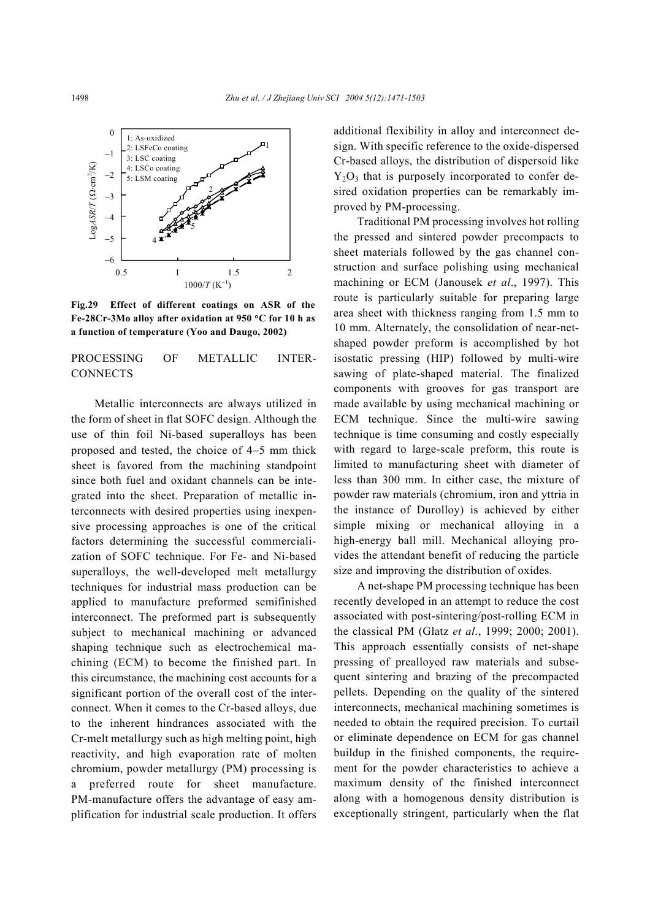Fig.29 Effect of different coatings on ASR of the Fe-28Cr-3Mo alloy after oxidation at 950 °C for 10 h as a function of temperature (Yoo and Daugo, 2002)

## PROCESSING OF METALLIC INTERCONNECTS

Metallic interconnects are always utilized in the form of sheet in flat SOFC design. Although the use of thin foil Ni-based superalloys has been proposed and tested, the choice of 4−5 mm thick sheet is favored from the machining standpoint since both fuel and oxidant channels can be integrated into the sheet. Preparation of metallic interconnects with desired properties using inexpensive processing approaches is one of the critical factors determining the successful commercialization of SOFC technique. For Fe- and Ni-based superalloys, the well-developed melt metallurgy techniques for industrial mass production can be applied to manufacture preformed semifinished interconnect. The preformed part is subsequently subject to mechanical machining or advanced shaping technique such as electrochemical machining (ECM) to become the finished part. In this circumstance, the machining cost accounts for a significant portion of the overall cost of the interconnect. When it comes to the Cr-based alloys, due to the inherent hindrances associated with the Cr-melt metallurgy such as high melting point, high reactivity, and high evaporation rate of molten chromium, powder metallurgy (PM) processing is a preferred route for sheet manufacture. PM-manufacture offers the advantage of easy amplification for industrial scale production. It offers additional flexibility in alloy and interconnect design. With specific reference to the oxide-dispersed Cr-based alloys, the distribution of dispersoid like $Y_2O_3$ that is purposely incorporated to confer desired oxidation properties can be remarkably improved by PM-processing.

Traditional PM processing involves hot rolling the pressed and sintered powder precompacts to sheet materials followed by the gas channel construction and surface polishing using mechanical machining or ECM (Janousek *et al*., 1997). This route is particularly suitable for preparing large area sheet with thickness ranging from 1.5 mm to 10 mm. Alternately, the consolidation of near-net-shaped powder preform is accomplished by hot isostatic pressing (HIP) followed by multi-wire sawing of plate-shaped material. The finalized components with grooves for gas transport are made available by using mechanical machining or ECM technique. Since the multi-wire sawing technique is time consuming and costly especially with regard to large-scale preform, this route is limited to manufacturing sheet with diameter of less than 300 mm. In either case, the mixture of powder raw materials (chromium, iron and yttria in the instance of Durolloy) is achieved by either simple mixing or mechanical alloying in a high-energy ball mill. Mechanical alloying provides the attendant benefit of reducing the particle size and improving the distribution of oxides.

A net-shape PM processing technique has been recently developed in an attempt to reduce the cost associated with post-sintering/post-rolling ECM in the classical PM (Glatz *et al*., 1999; 2000; 2001). This approach essentially consists of net-shape pressing of prealloyed raw materials and subsequent sintering and brazing of the precompacted pellets. Depending on the quality of the sintered interconnects, mechanical machining sometimes is needed to obtain the required precision. To curtail or eliminate dependence on ECM for gas channel buildup in the finished components, the requirement for the powder characteristics to achieve a maximum density of the finished interconnect along with a homogenous density distribution is exceptionally stringent, particularly when the flat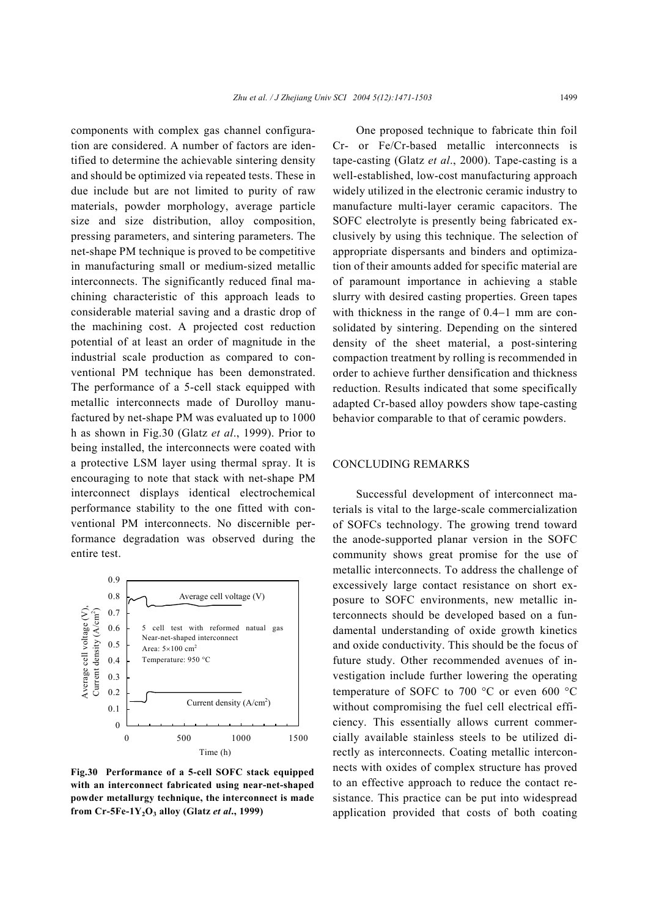components with complex gas channel configuration are considered. A number of factors are identified to determine the achievable sintering density and should be optimized via repeated tests. These in due include but are not limited to purity of raw materials, powder morphology, average particle size and size distribution, alloy composition, pressing parameters, and sintering parameters. The net-shape PM technique is proved to be competitive in manufacturing small or medium-sized metallic interconnects. The significantly reduced final machining characteristic of this approach leads to considerable material saving and a drastic drop of the machining cost. A projected cost reduction potential of at least an order of magnitude in the industrial scale production as compared to conventional PM technique has been demonstrated. The performance of a 5-cell stack equipped with metallic interconnects made of Durolloy manufactured by net-shape PM was evaluated up to 1000 h as shown in Fig.30 (Glatz *et al*., 1999). Prior to being installed, the interconnects were coated with a protective LSM layer using thermal spray. It is encouraging to note that stack with net-shape PM interconnect displays identical electrochemical performance stability to the one fitted with conventional PM interconnects. No discernible performance degradation was observed during the entire test.

**Fig.30 Performance of a 5-cell SOFC stack equipped with an interconnect fabricated using near-net-shaped powder metallurgy technique, the interconnect is made from Cr-5Fe-1$Y_2O_3$ alloy (Glatz *et al*., 1999)**

One proposed technique to fabricate thin foil Cr- or Fe/Cr-based metallic interconnects is tape-casting (Glatz *et al*., 2000). Tape-casting is a well-established, low-cost manufacturing approach widely utilized in the electronic ceramic industry to manufacture multi-layer ceramic capacitors. The SOFC electrolyte is presently being fabricated exclusively by using this technique. The selection of appropriate dispersants and binders and optimization of their amounts added for specific material are of paramount importance in achieving a stable slurry with desired casting properties. Green tapes with thickness in the range of 0.4−1 mm are consolidated by sintering. Depending on the sintered density of the sheet material, a post-sintering compaction treatment by rolling is recommended in order to achieve further densification and thickness reduction. Results indicated that some specifically adapted Cr-based alloy powders show tape-casting behavior comparable to that of ceramic powders.

## CONCLUDING REMARKS

Successful development of interconnect materials is vital to the large-scale commercialization of SOFCs technology. The growing trend toward the anode-supported planar version in the SOFC community shows great promise for the use of metallic interconnects. To address the challenge of excessively large contact resistance on short exposure to SOFC environments, new metallic interconnects should be developed based on a fundamental understanding of oxide growth kinetics and oxide conductivity. This should be the focus of future study. Other recommended avenues of investigation include further lowering the operating temperature of SOFC to 700 °C or even 600 °C without compromising the fuel cell electrical efficiency. This essentially allows current commercially available stainless steels to be utilized directly as interconnects. Coating metallic interconnects with oxides of complex structure has proved to an effective approach to reduce the contact resistance. This practice can be put into widespread application provided that costs of both coating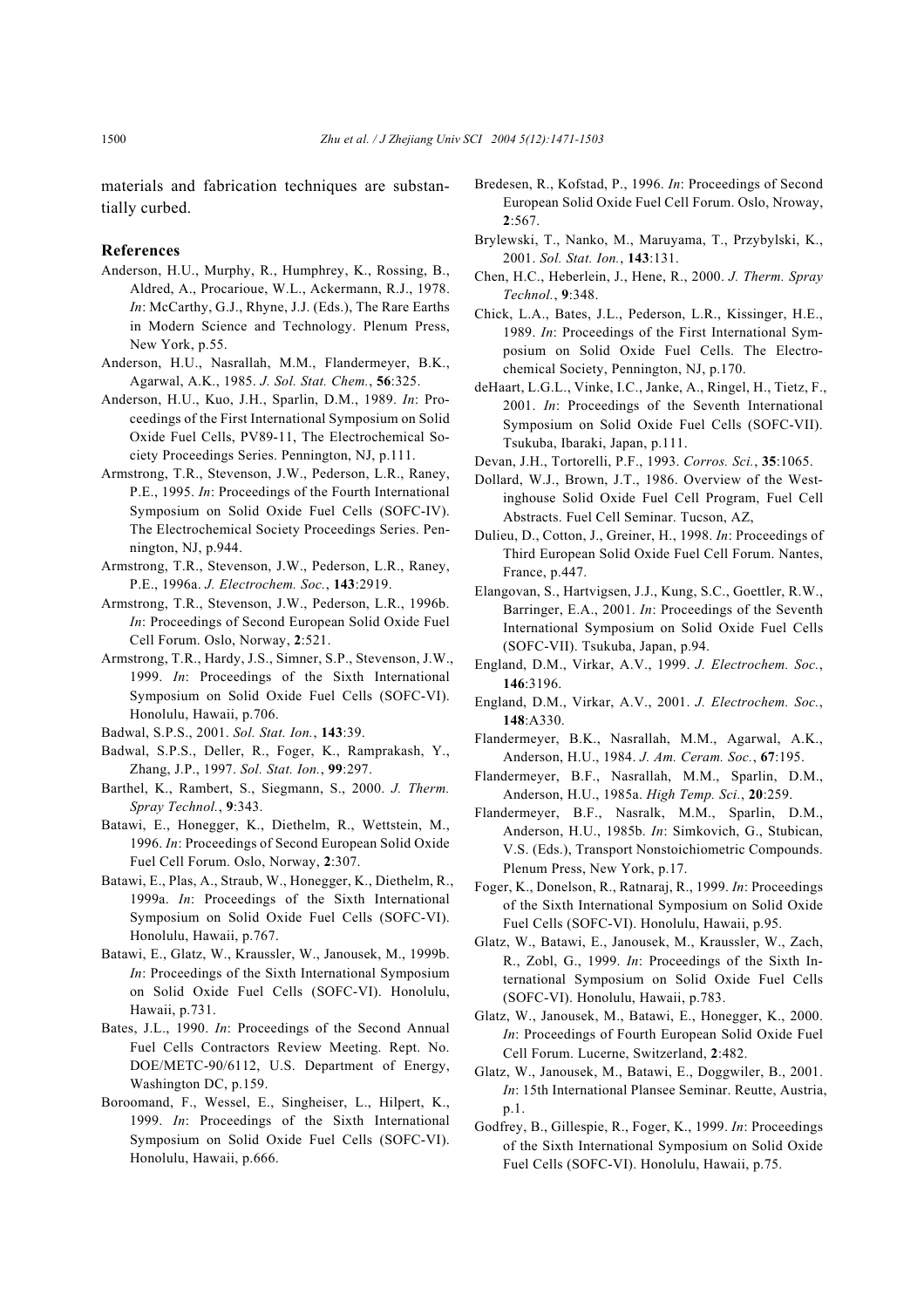materials and fabrication techniques are substantially curbed.

## References

Anderson, H.U., Murphy, R., Humphrey, K., Rossing, B., Aldred, A., Procarioue, W.L., Ackermann, R.J., 1978. *In*: McCarthy, G.J., Rhyne, J.J. (Eds.), The Rare Earths in Modern Science and Technology. Plenum Press, New York, p.55.

Anderson, H.U., Nasrallah, M.M., Flandermeyer, B.K., Agarwal, A.K., 1985. *J. Sol. Stat. Chem.*, **56**:325.

Anderson, H.U., Kuo, J.H., Sparlin, D.M., 1989. *In*: Proceedings of the First International Symposium on Solid Oxide Fuel Cells, PV89-11, The Electrochemical Society Proceedings Series. Pennington, NJ, p.111.

Armstrong, T.R., Stevenson, J.W., Pederson, L.R., Raney, P.E., 1995. *In*: Proceedings of the Fourth International Symposium on Solid Oxide Fuel Cells (SOFC-IV). The Electrochemical Society Proceedings Series. Pennington, NJ, p.944.

Armstrong, T.R., Stevenson, J.W., Pederson, L.R., Raney, P.E., 1996a. *J. Electrochem. Soc.*, **143**:2919.

Armstrong, T.R., Stevenson, J.W., Pederson, L.R., 1996b. *In*: Proceedings of Second European Solid Oxide Fuel Cell Forum. Oslo, Norway, **2**:521.

Armstrong, T.R., Hardy, J.S., Simner, S.P., Stevenson, J.W., 1999. *In*: Proceedings of the Sixth International Symposium on Solid Oxide Fuel Cells (SOFC-VI). Honolulu, Hawaii, p.706.

Badwal, S.P.S., 2001. *Sol. Stat. Ion.*, **143**:39.

Badwal, S.P.S., Deller, R., Foger, K., Ramprakash, Y., Zhang, J.P., 1997. *Sol. Stat. Ion.*, **99**:297.

Barthel, K., Rambert, S., Siegmann, S., 2000. *J. Therm. Spray Technol.*, **9**:343.

Batawi, E., Honegger, K., Diethelm, R., Wettstein, M., 1996. *In*: Proceedings of Second European Solid Oxide Fuel Cell Forum. Oslo, Norway, **2**:307.

Batawi, E., Plas, A., Straub, W., Honegger, K., Diethelm, R., 1999a. *In*: Proceedings of the Sixth International Symposium on Solid Oxide Fuel Cells (SOFC-VI). Honolulu, Hawaii, p.767.

Batawi, E., Glatz, W., Kraussler, W., Janousek, M., 1999b. *In*: Proceedings of the Sixth International Symposium on Solid Oxide Fuel Cells (SOFC-VI). Honolulu, Hawaii, p.731.

Bates, J.L., 1990. *In*: Proceedings of the Second Annual Fuel Cells Contractors Review Meeting. Rept. No. DOE/METC-90/6112, U.S. Department of Energy, Washington DC, p.159.

Boroomand, F., Wessel, E., Singheiser, L., Hilpert, K., 1999. *In*: Proceedings of the Sixth International Symposium on Solid Oxide Fuel Cells (SOFC-VI). Honolulu, Hawaii, p.666.

Bredesen, R., Kofstad, P., 1996. *In*: Proceedings of Second European Solid Oxide Fuel Cell Forum. Oslo, Nroway, **2**:567.

Brylewski, T., Nanko, M., Maruyama, T., Przybylski, K., 2001. *Sol. Stat. Ion.*, **143**:131.

Chen, H.C., Heberlein, J., Hene, R., 2000. *J. Therm. Spray Technol.*, **9**:348.

Chick, L.A., Bates, J.L., Pederson, L.R., Kissinger, H.E., 1989. *In*: Proceedings of the First International Symposium on Solid Oxide Fuel Cells. The Electrochemical Society, Pennington, NJ, p.170.

deHaart, L.G.L., Vinke, I.C., Janke, A., Ringel, H., Tietz, F., 2001. *In*: Proceedings of the Seventh International Symposium on Solid Oxide Fuel Cells (SOFC-VII). Tsukuba, Ibaraki, Japan, p.111.

Devan, J.H., Tortorelli, P.F., 1993. *Corros. Sci.*, **35**:1065.

Dollard, W.J., Brown, J.T., 1986. Overview of the Westinghouse Solid Oxide Fuel Cell Program, Fuel Cell Abstracts. Fuel Cell Seminar. Tucson, AZ,

Dulieu, D., Cotton, J., Greiner, H., 1998. *In*: Proceedings of Third European Solid Oxide Fuel Cell Forum. Nantes, France, p.447.

Elangovan, S., Hartvigsen, J.J., Kung, S.C., Goettler, R.W., Barringer, E.A., 2001. *In*: Proceedings of the Seventh International Symposium on Solid Oxide Fuel Cells (SOFC-VII). Tsukuba, Japan, p.94.

England, D.M., Virkar, A.V., 1999. *J. Electrochem. Soc.*, **146**:3196.

England, D.M., Virkar, A.V., 2001. *J. Electrochem. Soc.*, **148**:A330.

Flandermeyer, B.K., Nasrallah, M.M., Agarwal, A.K., Anderson, H.U., 1984. *J. Am. Ceram. Soc.*, **67**:195.

Flandermeyer, B.F., Nasrallah, M.M., Sparlin, D.M., Anderson, H.U., 1985a. *High Temp. Sci.*, **20**:259.

Flandermeyer, B.F., Nasralk, M.M., Sparlin, D.M., Anderson, H.U., 1985b. *In*: Simkovich, G., Stubican, V.S. (Eds.), Transport Nonstoichiometric Compounds. Plenum Press, New York, p.17.

Foger, K., Donelson, R., Ratnaraj, R., 1999. *In*: Proceedings of the Sixth International Symposium on Solid Oxide Fuel Cells (SOFC-VI). Honolulu, Hawaii, p.95.

Glatz, W., Batawi, E., Janousek, M., Kraussler, W., Zach, R., Zobl, G., 1999. *In*: Proceedings of the Sixth International Symposium on Solid Oxide Fuel Cells (SOFC-VI). Honolulu, Hawaii, p.783.

Glatz, W., Janousek, M., Batawi, E., Honegger, K., 2000. *In*: Proceedings of Fourth European Solid Oxide Fuel Cell Forum. Lucerne, Switzerland, **2**:482.

Glatz, W., Janousek, M., Batawi, E., Doggwiler, B., 2001. *In*: 15th International Plansee Seminar. Reutte, Austria, p.1.

Godfrey, B., Gillespie, R., Foger, K., 1999. *In*: Proceedings of the Sixth International Symposium on Solid Oxide Fuel Cells (SOFC-VI). Honolulu, Hawaii, p.75.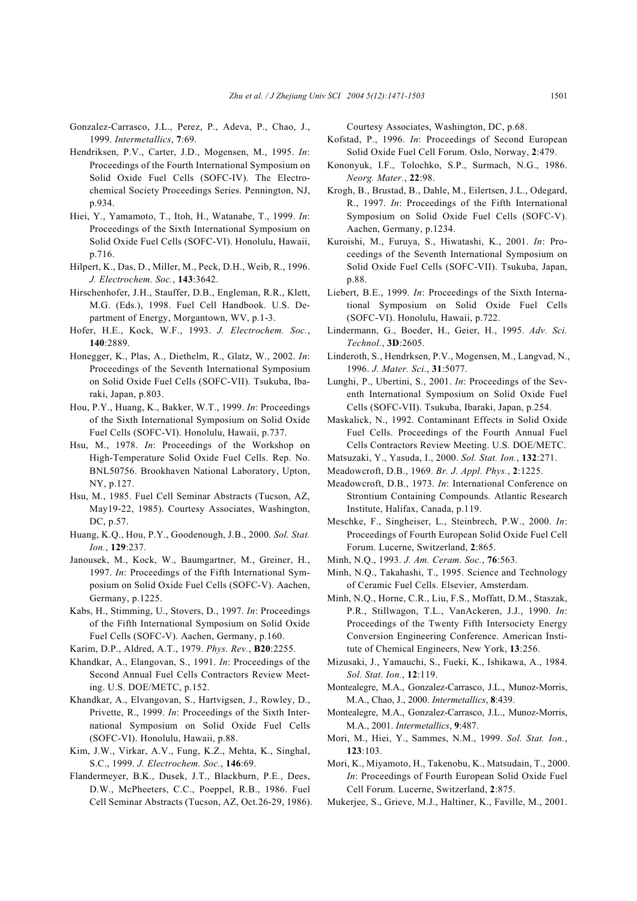Gonzalez-Carrasco, J.L., Perez, P., Adeva, P., Chao, J., 1999. *Intermetallics*, **7**:69.

Hendriksen, P.V., Carter, J.D., Mogensen, M., 1995. *In*: Proceedings of the Fourth International Symposium on Solid Oxide Fuel Cells (SOFC-IV). The Electrochemical Society Proceedings Series. Pennington, NJ, p.934.

Hiei, Y., Yamamoto, T., Itoh, H., Watanabe, T., 1999. *In*: Proceedings of the Sixth International Symposium on Solid Oxide Fuel Cells (SOFC-VI). Honolulu, Hawaii, p.716.

Hilpert, K., Das, D., Miller, M., Peck, D.H., Weib, R., 1996. *J. Electrochem. Soc.*, **143**:3642.

Hirschenhofer, J.H., Stauffer, D.B., Engleman, R.R., Klett, M.G. (Eds.), 1998. Fuel Cell Handbook. U.S. Department of Energy, Morgantown, WV, p.1-3.

Hofer, H.E., Kock, W.F., 1993. *J. Electrochem. Soc.*, **140**:2889.

Honegger, K., Plas, A., Diethelm, R., Glatz, W., 2002. *In*: Proceedings of the Seventh International Symposium on Solid Oxide Fuel Cells (SOFC-VII). Tsukuba, Ibaraki, Japan, p.803.

Hou, P.Y., Huang, K., Bakker, W.T., 1999. *In*: Proceedings of the Sixth International Symposium on Solid Oxide Fuel Cells (SOFC-VI). Honolulu, Hawaii, p.737.

Hsu, M., 1978. *In*: Proceedings of the Workshop on High-Temperature Solid Oxide Fuel Cells. Rep. No. BNL50756. Brookhaven National Laboratory, Upton, NY, p.127.

Hsu, M., 1985. Fuel Cell Seminar Abstracts (Tucson, AZ, May19-22, 1985). Courtesy Associates, Washington, DC, p.57.

Huang, K.Q., Hou, P.Y., Goodenough, J.B., 2000. *Sol. Stat. Ion.*, **129**:237.

Janousek, M., Kock, W., Baumgartner, M., Greiner, H., 1997. *In*: Proceedings of the Fifth International Symposium on Solid Oxide Fuel Cells (SOFC-V). Aachen, Germany, p.1225.

Kabs, H., Stimming, U., Stovers, D., 1997. *In*: Proceedings of the Fifth International Symposium on Solid Oxide Fuel Cells (SOFC-V). Aachen, Germany, p.160.

Karim, D.P., Aldred, A.T., 1979. *Phys. Rev.*, **B20**:2255.

Khandkar, A., Elangovan, S., 1991. *In*: Proceedings of the Second Annual Fuel Cells Contractors Review Meeting. U.S. DOE/METC, p.152.

Khandkar, A., Elvangovan, S., Hartvigsen, J., Rowley, D., Privette, R., 1999. *In*: Proceedings of the Sixth International Symposium on Solid Oxide Fuel Cells (SOFC-VI). Honolulu, Hawaii, p.88.

Kim, J.W., Virkar, A.V., Fung, K.Z., Mehta, K., Singhal, S.C., 1999. *J. Electrochem. Soc.*, **146**:69.

Flandermeyer, B.K., Dusek, J.T., Blackburn, P.E., Dees, D.W., McPheeters, C.C., Poeppel, R.B., 1986. Fuel Cell Seminar Abstracts (Tucson, AZ, Oct.26-29, 1986). Courtesy Associates, Washington, DC, p.68.

Kofstad, P., 1996. *In*: Proceedings of Second European Solid Oxide Fuel Cell Forum. Oslo, Norway, **2**:479.

Kononyuk, I.F., Tolochko, S.P., Surmach, N.G., 1986. *Neorg. Mater.*, **22**:98.

Krogh, B., Brustad, B., Dahle, M., Eilertsen, J.L., Odegard, R., 1997. *In*: Proceedings of the Fifth International Symposium on Solid Oxide Fuel Cells (SOFC-V). Aachen, Germany, p.1234.

Kuroishi, M., Furuya, S., Hiwatashi, K., 2001. *In*: Proceedings of the Seventh International Symposium on Solid Oxide Fuel Cells (SOFC-VII). Tsukuba, Japan, p.88.

Liebert, B.E., 1999. *In*: Proceedings of the Sixth International Symposium on Solid Oxide Fuel Cells (SOFC-VI). Honolulu, Hawaii, p.722.

Lindermann, G., Boeder, H., Geier, H., 1995. *Adv. Sci. Technol.*, **3D**:2605.

Linderoth, S., Hendrksen, P.V., Mogensen, M., Langvad, N., 1996. *J. Mater. Sci.*, **31**:5077.

Lunghi, P., Ubertini, S., 2001. *In*: Proceedings of the Seventh International Symposium on Solid Oxide Fuel Cells (SOFC-VII). Tsukuba, Ibaraki, Japan, p.254.

Maskalick, N., 1992. Contaminant Effects in Solid Oxide Fuel Cells. Proceedings of the Fourth Annual Fuel Cells Contractors Review Meeting. U.S. DOE/METC.

Matsuzaki, Y., Yasuda, I., 2000. *Sol. Stat. Ion.*, **132**:271.

Meadowcroft, D.B., 1969. *Br. J. Appl. Phys.*, **2**:1225.

Meadowcroft, D.B., 1973. *In*: International Conference on Strontium Containing Compounds. Atlantic Research Institute, Halifax, Canada, p.119.

Meschke, F., Singheiser, L., Steinbrech, P.W., 2000. *In*: Proceedings of Fourth European Solid Oxide Fuel Cell Forum. Lucerne, Switzerland, **2**:865.

Minh, N.Q., 1993. *J. Am. Ceram. Soc.*, **76**:563.

Minh, N.Q., Takahashi, T., 1995. Science and Technology of Ceramic Fuel Cells. Elsevier, Amsterdam.

Minh, N.Q., Horne, C.R., Liu, F.S., Moffatt, D.M., Staszak, P.R., Stillwagon, T.L., VanAckeren, J.J., 1990. *In*: Proceedings of the Twenty Fifth Intersociety Energy Conversion Engineering Conference. American Institute of Chemical Engineers, New York, **13**:256.

Mizusaki, J., Yamauchi, S., Fueki, K., Ishikawa, A., 1984. *Sol. Stat. Ion.*, **12**:119.

Montealegre, M.A., Gonzalez-Carrasco, J.L., Munoz-Morris, M.A., Chao, J., 2000. *Intermetallics*, **8**:439.

Montealegre, M.A., Gonzalez-Carrasco, J.L., Munoz-Morris, M.A., 2001. *Intermetallics*, **9**:487.

Mori, M., Hiei, Y., Sammes, N.M., 1999. *Sol. Stat. Ion.*, **123**:103.

Mori, K., Miyamoto, H., Takenobu, K., Matsudain, T., 2000. *In*: Proceedings of Fourth European Solid Oxide Fuel Cell Forum. Lucerne, Switzerland, **2**:875.

Mukerjee, S., Grieve, M.J., Haltiner, K., Faville, M., 2001.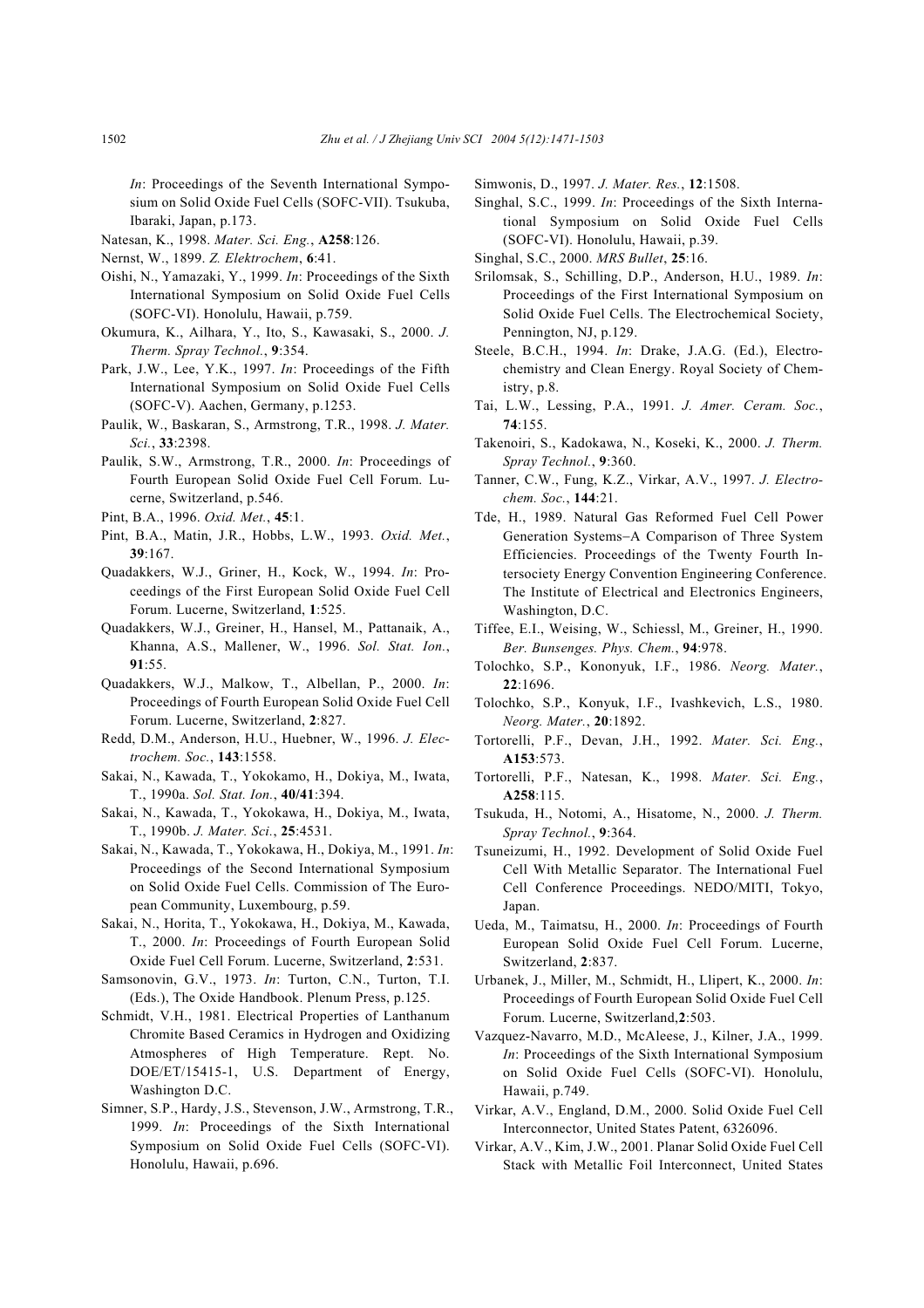*In*: Proceedings of the Seventh International Symposium on Solid Oxide Fuel Cells (SOFC-VII). Tsukuba, Ibaraki, Japan, p.173.

Natesan, K., 1998. *Mater. Sci. Eng.*, **A258**:126.

Nernst, W., 1899. *Z. Elektrochem*, **6**:41.

Oishi, N., Yamazaki, Y., 1999. *In*: Proceedings of the Sixth International Symposium on Solid Oxide Fuel Cells (SOFC-VI). Honolulu, Hawaii, p.759.

Okumura, K., Ailhara, Y., Ito, S., Kawasaki, S., 2000. *J. Therm. Spray Technol.*, **9**:354.

Park, J.W., Lee, Y.K., 1997. *In*: Proceedings of the Fifth International Symposium on Solid Oxide Fuel Cells (SOFC-V). Aachen, Germany, p.1253.

Paulik, W., Baskaran, S., Armstrong, T.R., 1998. *J. Mater. Sci.*, **33**:2398.

Paulik, S.W., Armstrong, T.R., 2000. *In*: Proceedings of Fourth European Solid Oxide Fuel Cell Forum. Lucerne, Switzerland, p.546.

Pint, B.A., 1996. *Oxid. Met.*, **45**:1.

Pint, B.A., Matin, J.R., Hobbs, L.W., 1993. *Oxid. Met.*, **39**:167.

Quadakkers, W.J., Griner, H., Kock, W., 1994. *In*: Proceedings of the First European Solid Oxide Fuel Cell Forum. Lucerne, Switzerland, **1**:525.

Quadakkers, W.J., Greiner, H., Hansel, M., Pattanaik, A., Khanna, A.S., Mallener, W., 1996. *Sol. Stat. Ion.*, **91**:55.

Quadakkers, W.J., Malkow, T., Albellan, P., 2000. *In*: Proceedings of Fourth European Solid Oxide Fuel Cell Forum. Lucerne, Switzerland, **2**:827.

Redd, D.M., Anderson, H.U., Huebner, W., 1996. *J. Electrochem. Soc.*, **143**:1558.

Sakai, N., Kawada, T., Yokokamo, H., Dokiya, M., Iwata, T., 1990a. *Sol. Stat. Ion.*, **40/41**:394.

Sakai, N., Kawada, T., Yokokawa, H., Dokiya, M., Iwata, T., 1990b. *J. Mater. Sci.*, **25**:4531.

Sakai, N., Kawada, T., Yokokawa, H., Dokiya, M., 1991. *In*: Proceedings of the Second International Symposium on Solid Oxide Fuel Cells. Commission of The European Community, Luxembourg, p.59.

Sakai, N., Horita, T., Yokokawa, H., Dokiya, M., Kawada, T., 2000. *In*: Proceedings of Fourth European Solid Oxide Fuel Cell Forum. Lucerne, Switzerland, **2**:531.

Samsonovin, G.V., 1973. *In*: Turton, C.N., Turton, T.I. (Eds.), The Oxide Handbook. Plenum Press, p.125.

Schmidt, V.H., 1981. Electrical Properties of Lanthanum Chromite Based Ceramics in Hydrogen and Oxidizing Atmospheres of High Temperature. Rept. No. DOE/ET/15415-1, U.S. Department of Energy, Washington D.C.

Simner, S.P., Hardy, J.S., Stevenson, J.W., Armstrong, T.R., 1999. *In*: Proceedings of the Sixth International Symposium on Solid Oxide Fuel Cells (SOFC-VI). Honolulu, Hawaii, p.696.

Simwonis, D., 1997. *J. Mater. Res.*, **12**:1508.

Singhal, S.C., 1999. *In*: Proceedings of the Sixth International Symposium on Solid Oxide Fuel Cells (SOFC-VI). Honolulu, Hawaii, p.39.

Singhal, S.C., 2000. *MRS Bullet*, **25**:16.

Srilomsak, S., Schilling, D.P., Anderson, H.U., 1989. *In*: Proceedings of the First International Symposium on Solid Oxide Fuel Cells. The Electrochemical Society, Pennington, NJ, p.129.

Steele, B.C.H., 1994. *In*: Drake, J.A.G. (Ed.), Electrochemistry and Clean Energy. Royal Society of Chemistry, p.8.

Tai, L.W., Lessing, P.A., 1991. *J. Amer. Ceram. Soc.*, **74**:155.

Takenoiri, S., Kadokawa, N., Koseki, K., 2000. *J. Therm. Spray Technol.*, **9**:360.

Tanner, C.W., Fung, K.Z., Virkar, A.V., 1997. *J. Electrochem. Soc.*, **144**:21.

Tde, H., 1989. Natural Gas Reformed Fuel Cell Power Generation Systems−A Comparison of Three System Efficiencies. Proceedings of the Twenty Fourth Intersociety Energy Convention Engineering Conference. The Institute of Electrical and Electronics Engineers, Washington, D.C.

Tiffee, E.I., Weising, W., Schiessl, M., Greiner, H., 1990. *Ber. Bunsenges. Phys. Chem.*, **94**:978.

Tolochko, S.P., Kononyuk, I.F., 1986. *Neorg. Mater.*, **22**:1696.

Tolochko, S.P., Konyuk, I.F., Ivashkevich, L.S., 1980. *Neorg. Mater.*, **20**:1892.

Tortorelli, P.F., Devan, J.H., 1992. *Mater. Sci. Eng.*, **A153**:573.

Tortorelli, P.F., Natesan, K., 1998. *Mater. Sci. Eng.*, **A258**:115.

Tsukuda, H., Notomi, A., Hisatome, N., 2000. *J. Therm. Spray Technol.*, **9**:364.

Tsuneizumi, H., 1992. Development of Solid Oxide Fuel Cell With Metallic Separator. The International Fuel Cell Conference Proceedings. NEDO/MITI, Tokyo, Japan.

Ueda, M., Taimatsu, H., 2000. *In*: Proceedings of Fourth European Solid Oxide Fuel Cell Forum. Lucerne, Switzerland, **2**:837.

Urbanek, J., Miller, M., Schmidt, H., Llipert, K., 2000. *In*: Proceedings of Fourth European Solid Oxide Fuel Cell Forum. Lucerne, Switzerland,**2**:503.

Vazquez-Navarro, M.D., McAleese, J., Kilner, J.A., 1999. *In*: Proceedings of the Sixth International Symposium on Solid Oxide Fuel Cells (SOFC-VI). Honolulu, Hawaii, p.749.

Virkar, A.V., England, D.M., 2000. Solid Oxide Fuel Cell Interconnector, United States Patent, 6326096.

Virkar, A.V., Kim, J.W., 2001. Planar Solid Oxide Fuel Cell Stack with Metallic Foil Interconnect, United States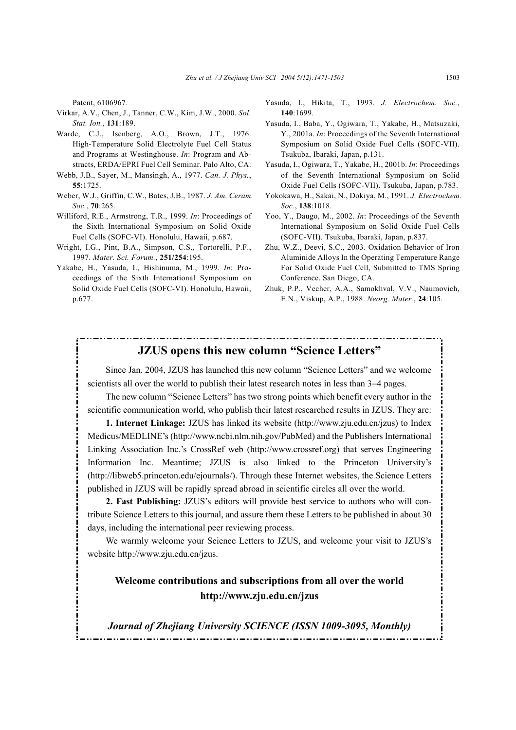Patent, 6106967.

Virkar, A.V., Chen, J., Tanner, C.W., Kim, J.W., 2000. *Sol. Stat. Ion.*, **131**:189.

Warde, C.J., Isenberg, A.O., Brown, J.T., 1976. High-Temperature Solid Electrolyte Fuel Cell Status and Programs at Westinghouse. *In*: Program and Abstracts, ERDA/EPRI Fuel Cell Seminar. Palo Alto, CA.

Webb, J.B., Sayer, M., Mansingh, A., 1977. *Can. J. Phys.*, **55**:1725.

Weber, W.J., Griffin, C.W., Bates, J.B., 1987. *J. Am. Ceram. Soc.*, **70**:265.

Williford, R.E., Armstrong, T.R., 1999. *In*: Proceedings of the Sixth International Symposium on Solid Oxide Fuel Cells (SOFC-VI). Honolulu, Hawaii, p.687.

Wright, I.G., Pint, B.A., Simpson, C.S., Tortorelli, P.F., 1997. *Mater. Sci. Forum.*, **251/254**:195.

Yakabe, H., Yasuda, I., Hishinuma, M., 1999. *In*: Proceedings of the Sixth International Symposium on Solid Oxide Fuel Cells (SOFC-VI). Honolulu, Hawaii, p.677.

Yasuda, I., Hikita, T., 1993. *J. Electrochem. Soc.*, **140**:1699.

Yasuda, I., Baba, Y., Ogiwara, T., Yakabe, H., Matsuzaki, Y., 2001a. *In*: Proceedings of the Seventh International Symposium on Solid Oxide Fuel Cells (SOFC-VII). Tsukuba, Ibaraki, Japan, p.131.

Yasuda, I., Ogiwara, T., Yakabe, H., 2001b. *In*: Proceedings of the Seventh International Symposium on Solid Oxide Fuel Cells (SOFC-VII). Tsukuba, Japan, p.783.

Yokokawa, H., Sakai, N., Dokiya, M., 1991. *J. Electrochem. Soc.*, **138**:1018.

Yoo, Y., Daugo, M., 2002. *In*: Proceedings of the Seventh International Symposium on Solid Oxide Fuel Cells (SOFC-VII). Tsukuba, Ibaraki, Japan, p.837.

Zhu, W.Z., Deevi, S.C., 2003. Oxidation Behavior of Iron Aluminide Alloys In the Operating Temperature Range For Solid Oxide Fuel Cell, Submitted to TMS Spring Conference. San Diego, CA.

Zhuk, P.P., Vecher, A.A., Samokhval, V.V., Naumovich, E.N., Viskup, A.P., 1988. *Neorg. Mater.*, **24**:105.

## JZUS opens this new column "Science Letters"

Since Jan. 2004, JZUS has launched this new column "Science Letters" and we welcome scientists all over the world to publish their latest research notes in less than 3−4 pages.

The new column "Science Letters" has two strong points which benefit every author in the scientific communication world, who publish their latest researched results in JZUS. They are:

**1. Internet Linkage:** JZUS has linked its website (http://www.zju.edu.cn/jzus) to Index Medicus/MEDLINE's (http://www.ncbi.nlm.nih.gov/PubMed) and the Publishers International Linking Association Inc.'s CrossRef web (http://www.crossref.org) that serves Engineering Information Inc. Meantime; JZUS is also linked to the Princeton University's (http://libweb5.princeton.edu/ejournals/). Through these Internet websites, the Science Letters published in JZUS will be rapidly spread abroad in scientific circles all over the world.

**2. Fast Publishing:** JZUS's editors will provide best service to authors who will contribute Science Letters to this journal, and assure them these Letters to be published in about 30 days, including the international peer reviewing process.

We warmly welcome your Science Letters to JZUS, and welcome your visit to JZUS's website http://www.zju.edu.cn/jzus.

**Welcome contributions and subscriptions from all over the world**
**http://www.zju.edu.cn/jzus**

***Journal of Zhejiang University SCIENCE (ISSN 1009-3095, Monthly)***